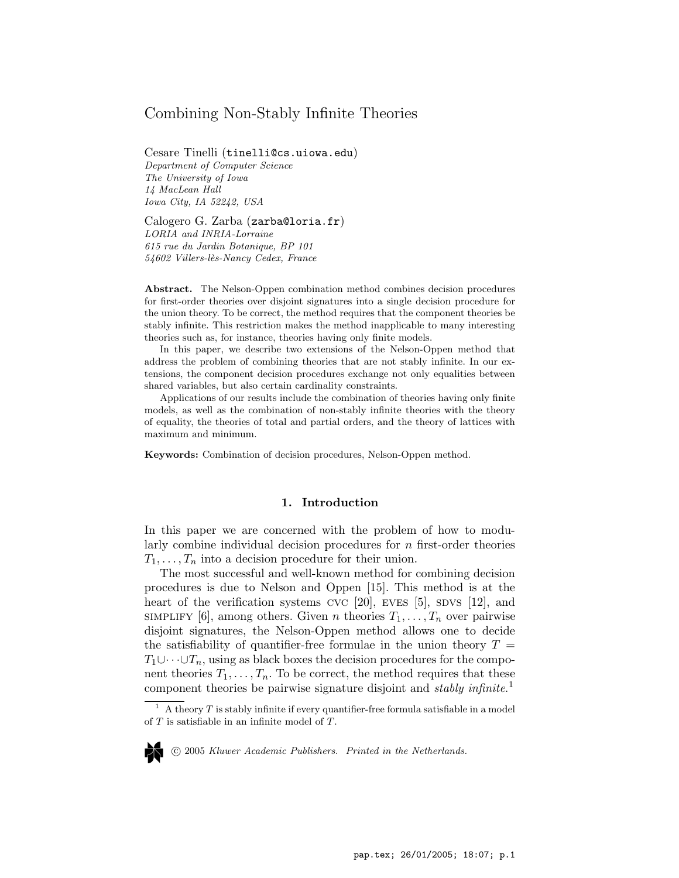# Combining Non-Stably Infinite Theories

Cesare Tinelli (tinelli@cs.uiowa.edu)
*Department of Computer Science*
*The University of Iowa*
*14 MacLean Hall*
*Iowa City, IA 52242, USA*

Calogero G. Zarba (zarba@loria.fr)
*LORIA and INRIA-Lorraine*
*615 rue du Jardin Botanique, BP 101*
*54602 Villers-lès-Nancy Cedex, France*

**Abstract.** The Nelson-Oppen combination method combines decision procedures for first-order theories over disjoint signatures into a single decision procedure for the union theory. To be correct, the method requires that the component theories be stably infinite. This restriction makes the method inapplicable to many interesting theories such as, for instance, theories having only finite models.

In this paper, we describe two extensions of the Nelson-Oppen method that address the problem of combining theories that are not stably infinite. In our extensions, the component decision procedures exchange not only equalities between shared variables, but also certain cardinality constraints.

Applications of our results include the combination of theories having only finite models, as well as the combination of non-stably infinite theories with the theory of equality, the theories of total and partial orders, and the theory of lattices with maximum and minimum.

**Keywords:** Combination of decision procedures, Nelson-Oppen method.

## 1. Introduction

In this paper we are concerned with the problem of how to modularly combine individual decision procedures for $n$ first-order theories $T_1, \ldots, T_n$ into a decision procedure for their union.

The most successful and well-known method for combining decision procedures is due to Nelson and Oppen [15]. This method is at the heart of the verification systems CVC [20], EVES [5], SDVS [12], and SIMPLIFY [6], among others. Given $n$ theories $T_1, \ldots, T_n$ over pairwise disjoint signatures, the Nelson-Oppen method allows one to decide the satisfiability of quantifier-free formulae in the union theory $T = T_1 \cup \cdots \cup T_n$, using as black boxes the decision procedures for the component theories $T_1, \ldots, T_n$. To be correct, the method requires that these component theories be pairwise signature disjoint and *stably infinite*.[1]

[1] A theory $T$ is stably infinite if every quantifier-free formula satisfiable in a model of $T$ is satisfiable in an infinite model of $T$.

© 2005 *Kluwer Academic Publishers. Printed in the Netherlands.*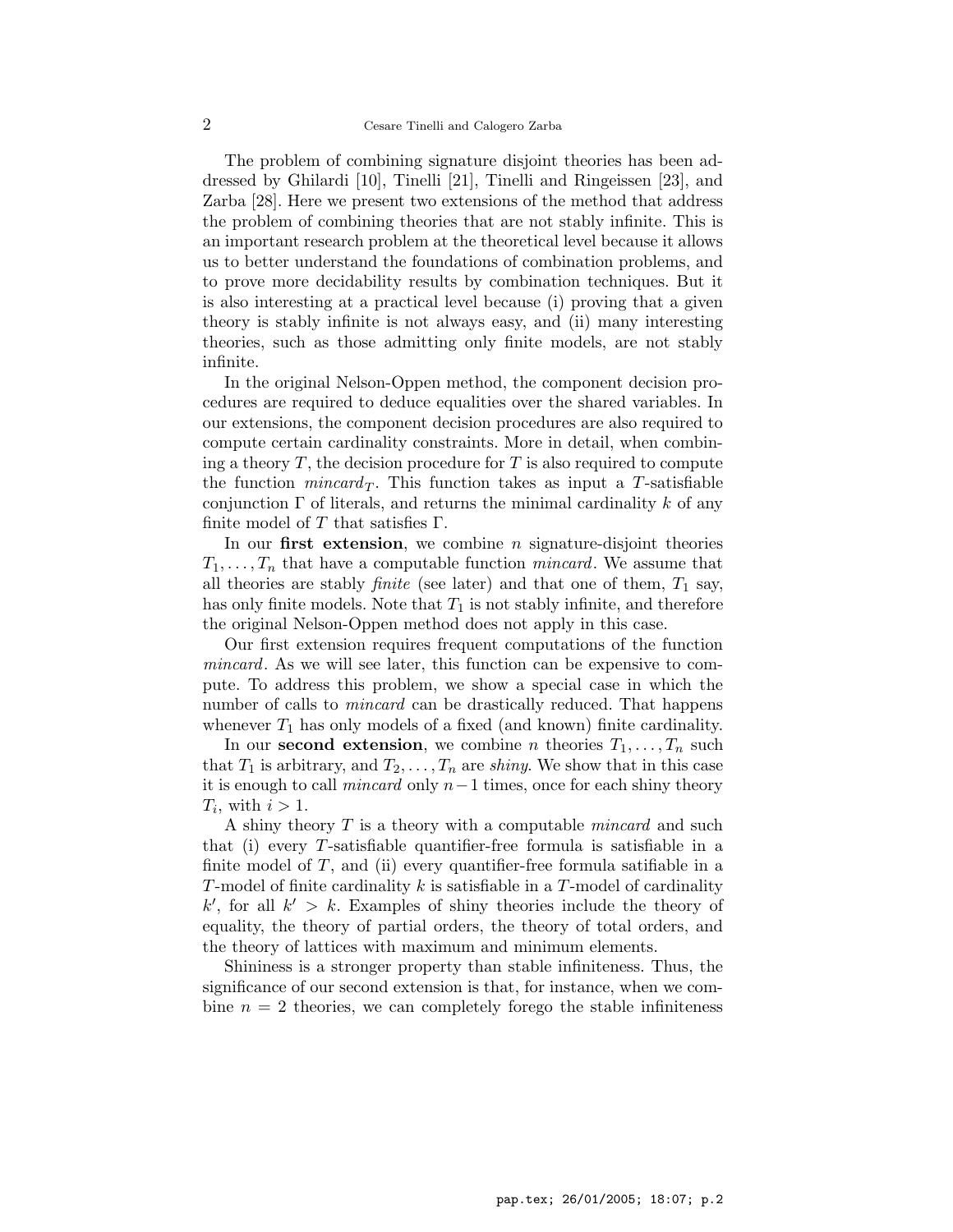The problem of combining signature disjoint theories has been addressed by Ghilardi [10], Tinelli [21], Tinelli and Ringeissen [23], and Zarba [28]. Here we present two extensions of the method that address the problem of combining theories that are not stably infinite. This is an important research problem at the theoretical level because it allows us to better understand the foundations of combination problems, and to prove more decidability results by combination techniques. But it is also interesting at a practical level because (i) proving that a given theory is stably infinite is not always easy, and (ii) many interesting theories, such as those admitting only finite models, are not stably infinite.

In the original Nelson-Oppen method, the component decision procedures are required to deduce equalities over the shared variables. In our extensions, the component decision procedures are also required to compute certain cardinality constraints. More in detail, when combining a theory $T$, the decision procedure for $T$ is also required to compute the function $mincard_T$. This function takes as input a $T$-satisfiable conjunction $\Gamma$ of literals, and returns the minimal cardinality $k$ of any finite model of $T$ that satisfies $\Gamma$.

In our **first extension**, we combine $n$ signature-disjoint theories $T_1, \ldots, T_n$ that have a computable function *mincard*. We assume that all theories are stably *finite* (see later) and that one of them, $T_1$ say, has only finite models. Note that $T_1$ is not stably infinite, and therefore the original Nelson-Oppen method does not apply in this case.

Our first extension requires frequent computations of the function *mincard*. As we will see later, this function can be expensive to compute. To address this problem, we show a special case in which the number of calls to *mincard* can be drastically reduced. That happens whenever $T_1$ has only models of a fixed (and known) finite cardinality.

In our **second extension**, we combine $n$ theories $T_1, \ldots, T_n$ such that $T_1$ is arbitrary, and $T_2, \ldots, T_n$ are *shiny*. We show that in this case it is enough to call *mincard* only $n-1$ times, once for each shiny theory $T_i$, with $i > 1$.

A shiny theory $T$ is a theory with a computable *mincard* and such that (i) every $T$-satisfiable quantifier-free formula is satisfiable in a finite model of $T$, and (ii) every quantifier-free formula satifiable in a $T$-model of finite cardinality $k$ is satisfiable in a $T$-model of cardinality $k'$, for all $k' > k$. Examples of shiny theories include the theory of equality, the theory of partial orders, the theory of total orders, and the theory of lattices with maximum and minimum elements.

Shininess is a stronger property than stable infiniteness. Thus, the significance of our second extension is that, for instance, when we combine $n = 2$ theories, we can completely forego the stable infiniteness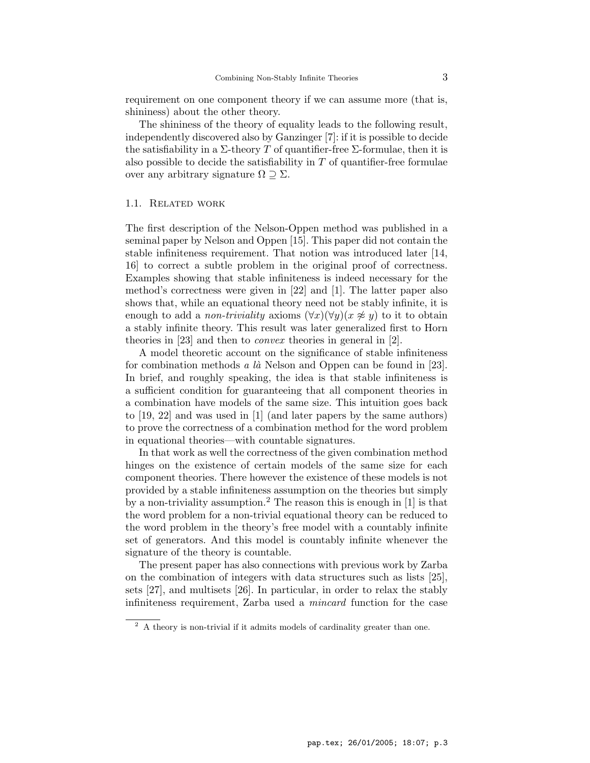requirement on one component theory if we can assume more (that is, shininess) about the other theory.

The shininess of the theory of equality leads to the following result, independently discovered also by Ganzinger [7]: if it is possible to decide the satisfiability in a $\Sigma$-theory $T$ of quantifier-free $\Sigma$-formulae, then it is also possible to decide the satisfiability in $T$ of quantifier-free formulae over any arbitrary signature $\Omega \supseteq \Sigma$.

### 1.1. Related work

The first description of the Nelson-Oppen method was published in a seminal paper by Nelson and Oppen [15]. This paper did not contain the stable infiniteness requirement. That notion was introduced later [14, 16] to correct a subtle problem in the original proof of correctness. Examples showing that stable infiniteness is indeed necessary for the method's correctness were given in [22] and [1]. The latter paper also shows that, while an equational theory need not be stably infinite, it is enough to add a *non-triviality* axioms $(\forall x)(\forall y)(x \not\approx y)$ to it to obtain a stably infinite theory. This result was later generalized first to Horn theories in [23] and then to *convex* theories in general in [2].

A model theoretic account on the significance of stable infiniteness for combination methods *a là* Nelson and Oppen can be found in [23]. In brief, and roughly speaking, the idea is that stable infiniteness is a sufficient condition for guaranteeing that all component theories in a combination have models of the same size. This intuition goes back to [19, 22] and was used in [1] (and later papers by the same authors) to prove the correctness of a combination method for the word problem in equational theories—with countable signatures.

In that work as well the correctness of the given combination method hinges on the existence of certain models of the same size for each component theories. There however the existence of these models is not provided by a stable infiniteness assumption on the theories but simply by a non-triviality assumption.[2] The reason this is enough in [1] is that the word problem for a non-trivial equational theory can be reduced to the word problem in the theory's free model with a countably infinite set of generators. And this model is countably infinite whenever the signature of the theory is countable.

The present paper has also connections with previous work by Zarba on the combination of integers with data structures such as lists [25], sets [27], and multisets [26]. In particular, in order to relax the stably infiniteness requirement, Zarba used a *mincard* function for the case

[2] A theory is non-trivial if it admits models of cardinality greater than one.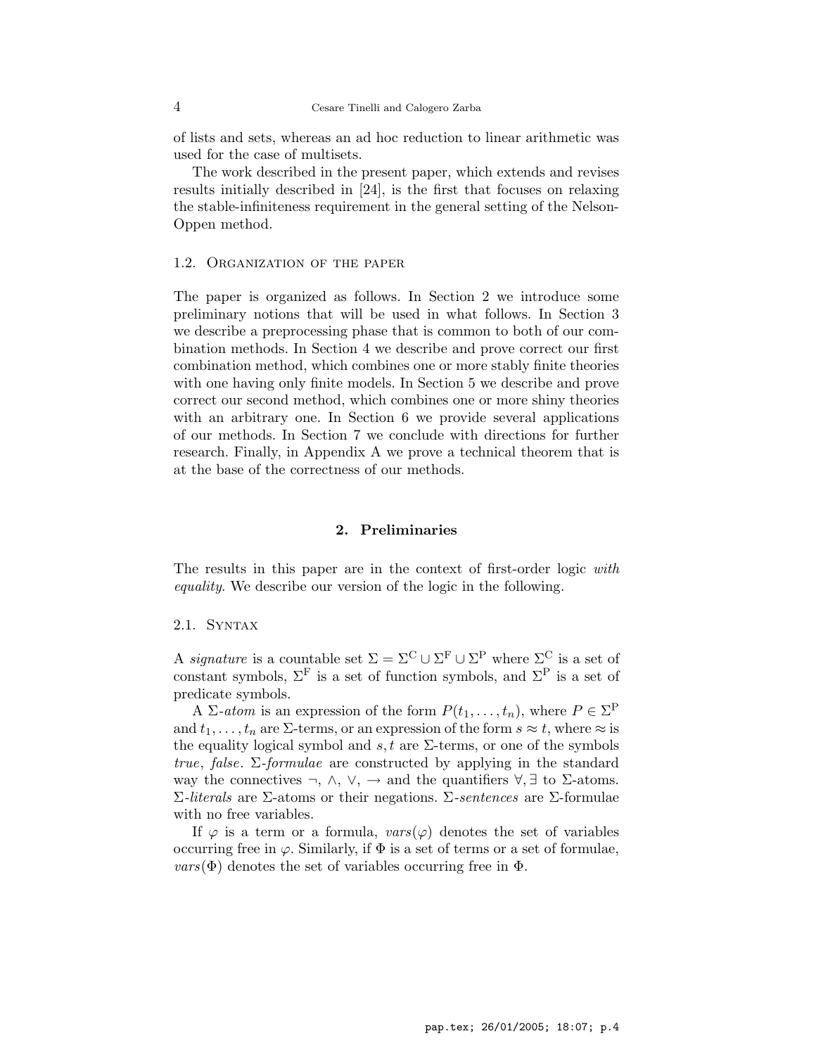of lists and sets, whereas an ad hoc reduction to linear arithmetic was used for the case of multisets.

The work described in the present paper, which extends and revises results initially described in [24], is the first that focuses on relaxing the stable-infiniteness requirement in the general setting of the Nelson-Oppen method.

### 1.2. Organization of the paper

The paper is organized as follows. In Section 2 we introduce some preliminary notions that will be used in what follows. In Section 3 we describe a preprocessing phase that is common to both of our combination methods. In Section 4 we describe and prove correct our first combination method, which combines one or more stably finite theories with one having only finite models. In Section 5 we describe and prove correct our second method, which combines one or more shiny theories with an arbitrary one. In Section 6 we provide several applications of our methods. In Section 7 we conclude with directions for further research. Finally, in Appendix A we prove a technical theorem that is at the base of the correctness of our methods.

## 2. Preliminaries

The results in this paper are in the context of first-order logic *with equality*. We describe our version of the logic in the following.

### 2.1. Syntax

A *signature* is a countable set $\Sigma = \Sigma^{\mathrm{C}} \cup \Sigma^{\mathrm{F}} \cup \Sigma^{\mathrm{P}}$ where $\Sigma^{\mathrm{C}}$ is a set of constant symbols, $\Sigma^{\mathrm{F}}$ is a set of function symbols, and $\Sigma^{\mathrm{P}}$ is a set of predicate symbols.

A $\Sigma$-*atom* is an expression of the form $P(t_1, \ldots, t_n)$, where $P \in \Sigma^{\mathrm{P}}$ and $t_1, \ldots, t_n$ are $\Sigma$-terms, or an expression of the form $s \approx t$, where $\approx$ is the equality logical symbol and $s, t$ are $\Sigma$-terms, or one of the symbols *true*, *false*. $\Sigma$-*formulae* are constructed by applying in the standard way the connectives $\neg$, $\wedge$, $\vee$, $\rightarrow$ and the quantifiers $\forall, \exists$ to $\Sigma$-atoms. $\Sigma$-*literals* are $\Sigma$-atoms or their negations. $\Sigma$-*sentences* are $\Sigma$-formulae with no free variables.

If $\varphi$ is a term or a formula, $vars(\varphi)$ denotes the set of variables occurring free in $\varphi$. Similarly, if $\Phi$ is a set of terms or a set of formulae, $vars(\Phi)$ denotes the set of variables occurring free in $\Phi$.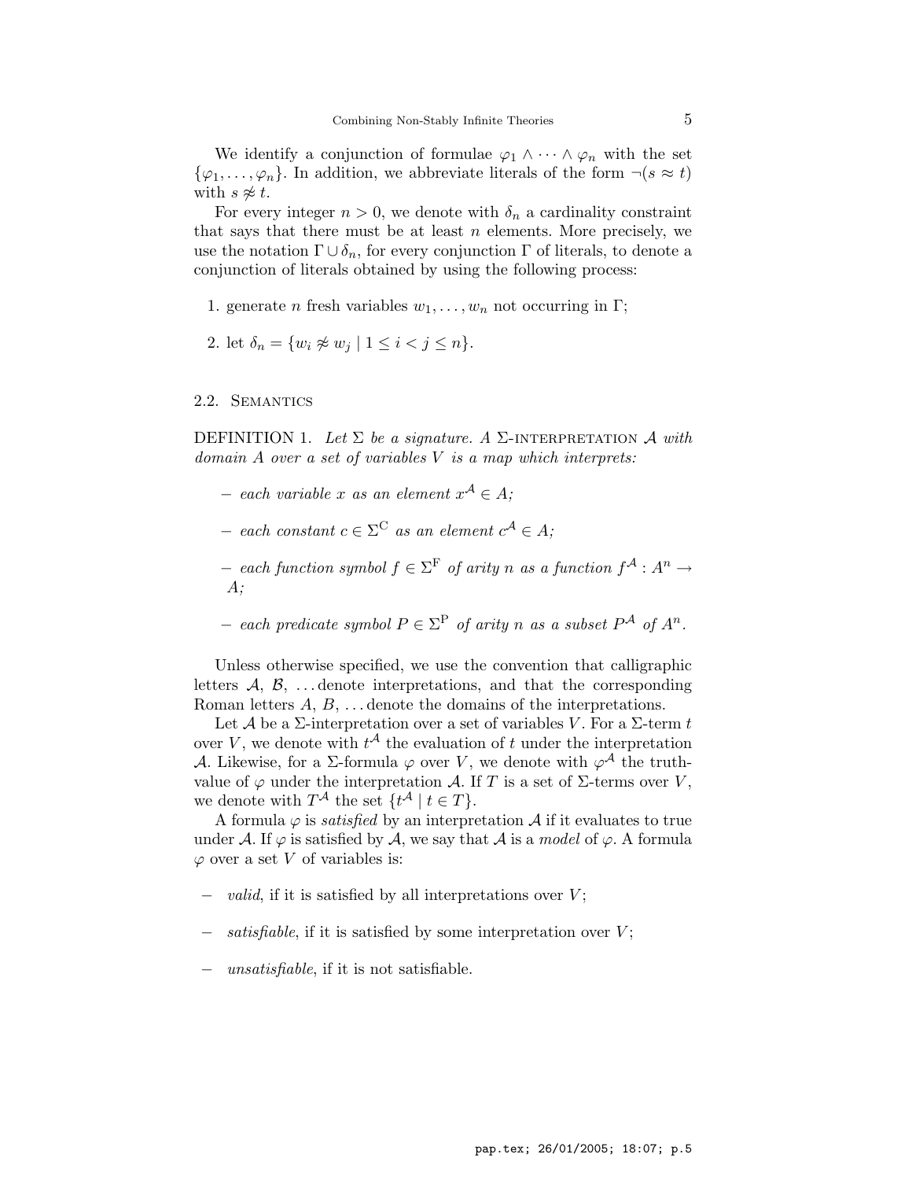We identify a conjunction of formulae $\varphi_1 \wedge \cdots \wedge \varphi_n$ with the set $\{\varphi_1, \ldots, \varphi_n\}$. In addition, we abbreviate literals of the form $\neg(s \approx t)$ with $s \not\approx t$.

For every integer $n > 0$, we denote with $\delta_n$ a cardinality constraint that says that there must be at least $n$ elements. More precisely, we use the notation $\Gamma \cup \delta_n$, for every conjunction $\Gamma$ of literals, to denote a conjunction of literals obtained by using the following process:

1. generate $n$ fresh variables $w_1, \ldots, w_n$ not occurring in $\Gamma$;
2. let $\delta_n = \{w_i \not\approx w_j \mid 1 \leq i < j \leq n\}$.

### 2.2. Semantics

DEFINITION 1. *Let $\Sigma$ be a signature. A* $\Sigma$-INTERPRETATION $\mathcal{A}$ *with domain $A$ over a set of variables $V$ is a map which interprets:*

- *each variable $x$ as an element $x^{\mathcal{A}} \in A$;*
- *each constant $c \in \Sigma^{\mathrm{C}}$ as an element $c^{\mathcal{A}} \in A$;*
- *each function symbol $f \in \Sigma^{\mathrm{F}}$ of arity $n$ as a function $f^{\mathcal{A}} : A^n \to A$;*
- *each predicate symbol $P \in \Sigma^{\mathrm{P}}$ of arity $n$ as a subset $P^{\mathcal{A}}$ of $A^n$.*

Unless otherwise specified, we use the convention that calligraphic letters $\mathcal{A}$, $\mathcal{B}$, ... denote interpretations, and that the corresponding Roman letters $A$, $B$, ... denote the domains of the interpretations.

Let $\mathcal{A}$ be a $\Sigma$-interpretation over a set of variables $V$. For a $\Sigma$-term $t$ over $V$, we denote with $t^{\mathcal{A}}$ the evaluation of $t$ under the interpretation $\mathcal{A}$. Likewise, for a $\Sigma$-formula $\varphi$ over $V$, we denote with $\varphi^{\mathcal{A}}$ the truth-value of $\varphi$ under the interpretation $\mathcal{A}$. If $T$ is a set of $\Sigma$-terms over $V$, we denote with $T^{\mathcal{A}}$ the set $\{t^{\mathcal{A}} \mid t \in T\}$.

A formula $\varphi$ is *satisfied* by an interpretation $\mathcal{A}$ if it evaluates to true under $\mathcal{A}$. If $\varphi$ is satisfied by $\mathcal{A}$, we say that $\mathcal{A}$ is a *model* of $\varphi$. A formula $\varphi$ over a set $V$ of variables is:

- *valid*, if it is satisfied by all interpretations over $V$;
- *satisfiable*, if it is satisfied by some interpretation over $V$;
- *unsatisfiable*, if it is not satisfiable.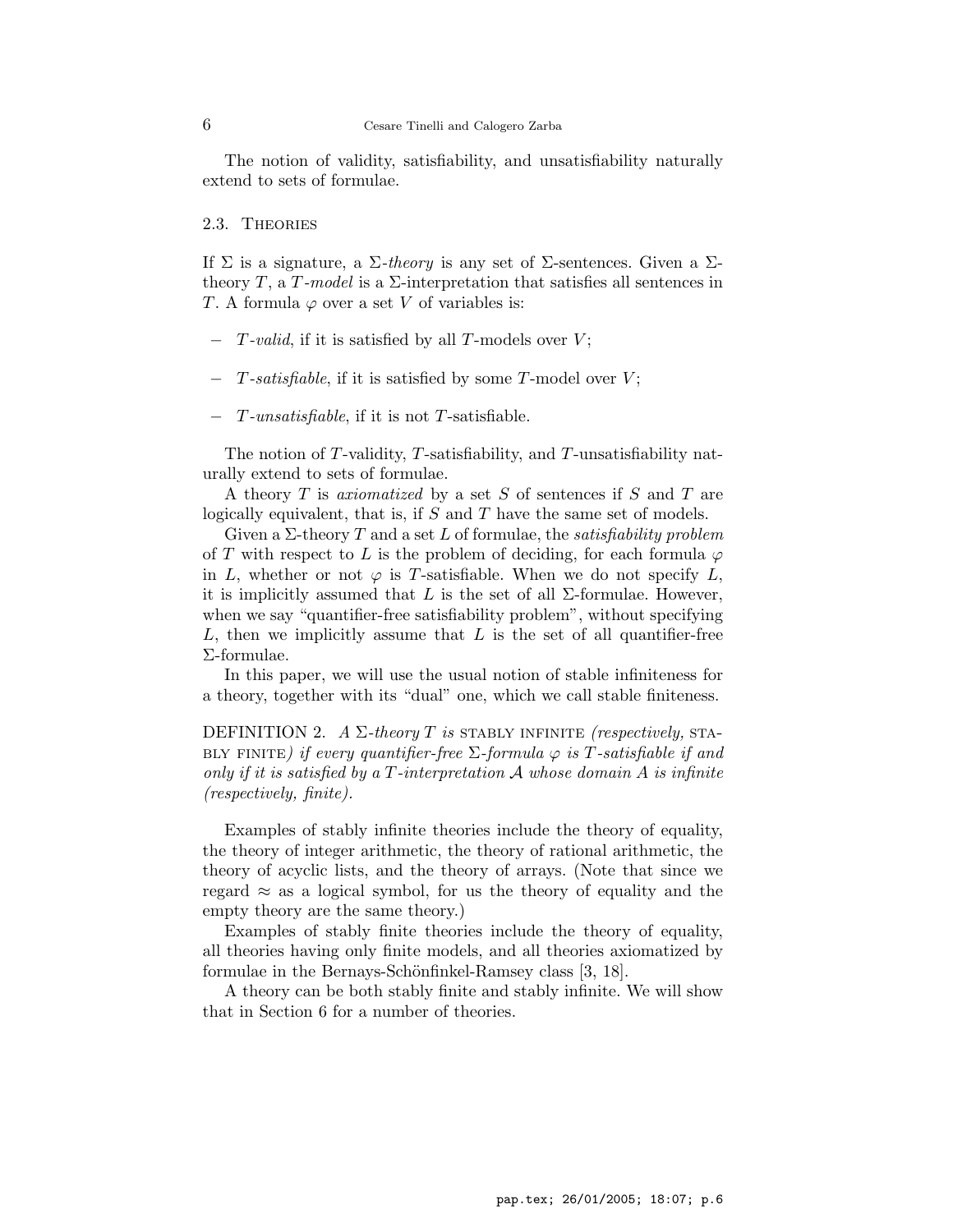The notion of validity, satisfiability, and unsatisfiability naturally extend to sets of formulae.

### 2.3. Theories

If $\Sigma$ is a signature, a $\Sigma$-*theory* is any set of $\Sigma$-sentences. Given a $\Sigma$-theory $T$, a $T$-*model* is a $\Sigma$-interpretation that satisfies all sentences in $T$. A formula $\varphi$ over a set $V$ of variables is:

- $T$-*valid*, if it is satisfied by all $T$-models over $V$;
- $T$-*satisfiable*, if it is satisfied by some $T$-model over $V$;
- $T$-*unsatisfiable*, if it is not $T$-satisfiable.

The notion of $T$-validity, $T$-satisfiability, and $T$-unsatisfiability naturally extend to sets of formulae.

A theory $T$ is *axiomatized* by a set $S$ of sentences if $S$ and $T$ are logically equivalent, that is, if $S$ and $T$ have the same set of models.

Given a $\Sigma$-theory $T$ and a set $L$ of formulae, the *satisfiability problem* of $T$ with respect to $L$ is the problem of deciding, for each formula $\varphi$ in $L$, whether or not $\varphi$ is $T$-satisfiable. When we do not specify $L$, it is implicitly assumed that $L$ is the set of all $\Sigma$-formulae. However, when we say "quantifier-free satisfiability problem", without specifying $L$, then we implicitly assume that $L$ is the set of all quantifier-free $\Sigma$-formulae.

In this paper, we will use the usual notion of stable infiniteness for a theory, together with its "dual" one, which we call stable finiteness.

DEFINITION 2. *A $\Sigma$-theory $T$ is* STABLY INFINITE *(respectively,* STABLY FINITE*) if every quantifier-free $\Sigma$-formula $\varphi$ is $T$-satisfiable if and only if it is satisfied by a $T$-interpretation $\mathcal{A}$ whose domain $A$ is infinite (respectively, finite).*

Examples of stably infinite theories include the theory of equality, the theory of integer arithmetic, the theory of rational arithmetic, the theory of acyclic lists, and the theory of arrays. (Note that since we regard $\approx$ as a logical symbol, for us the theory of equality and the empty theory are the same theory.)

Examples of stably finite theories include the theory of equality, all theories having only finite models, and all theories axiomatized by formulae in the Bernays-Schönfinkel-Ramsey class [3, 18].

A theory can be both stably finite and stably infinite. We will show that in Section 6 for a number of theories.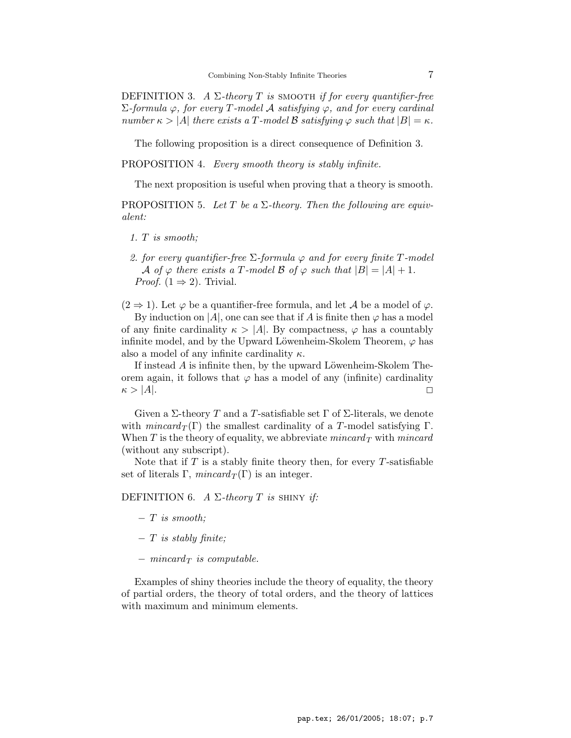DEFINITION 3. *A $\Sigma$-theory $T$ is* SMOOTH *if for every quantifier-free $\Sigma$-formula $\varphi$, for every $T$-model $\mathcal{A}$ satisfying $\varphi$, and for every cardinal number $\kappa > |A|$ there exists a $T$-model $\mathcal{B}$ satisfying $\varphi$ such that $|B| = \kappa$.*

The following proposition is a direct consequence of Definition 3.

PROPOSITION 4. *Every smooth theory is stably infinite.*

The next proposition is useful when proving that a theory is smooth.

PROPOSITION 5. *Let $T$ be a $\Sigma$-theory. Then the following are equivalent:*

1. *$T$ is smooth;*
2. *for every quantifier-free $\Sigma$-formula $\varphi$ and for every finite $T$-model $\mathcal{A}$ of $\varphi$ there exists a $T$-model $\mathcal{B}$ of $\varphi$ such that $|B| = |A| + 1$.*

*Proof.* $(1 \Rightarrow 2)$. Trivial.

$(2 \Rightarrow 1)$. Let $\varphi$ be a quantifier-free formula, and let $\mathcal{A}$ be a model of $\varphi$.

By induction on $|A|$, one can see that if $A$ is finite then $\varphi$ has a model of any finite cardinality $\kappa > |A|$. By compactness, $\varphi$ has a countably infinite model, and by the Upward Löwenheim-Skolem Theorem, $\varphi$ has also a model of any infinite cardinality $\kappa$.

If instead $A$ is infinite then, by the upward Löwenheim-Skolem Theorem again, it follows that $\varphi$ has a model of any (infinite) cardinality $\kappa > |A|$. □

Given a $\Sigma$-theory $T$ and a $T$-satisfiable set $\Gamma$ of $\Sigma$-literals, we denote with $mincard_T(\Gamma)$ the smallest cardinality of a $T$-model satisfying $\Gamma$. When $T$ is the theory of equality, we abbreviate $mincard_T$ with $mincard$ (without any subscript).

Note that if $T$ is a stably finite theory then, for every $T$-satisfiable set of literals $\Gamma$, $mincard_T(\Gamma)$ is an integer.

DEFINITION 6. *A $\Sigma$-theory $T$ is* SHINY *if:*

- *$T$ is smooth;*
- *$T$ is stably finite;*
- *$mincard_T$ is computable.*

Examples of shiny theories include the theory of equality, the theory of partial orders, the theory of total orders, and the theory of lattices with maximum and minimum elements.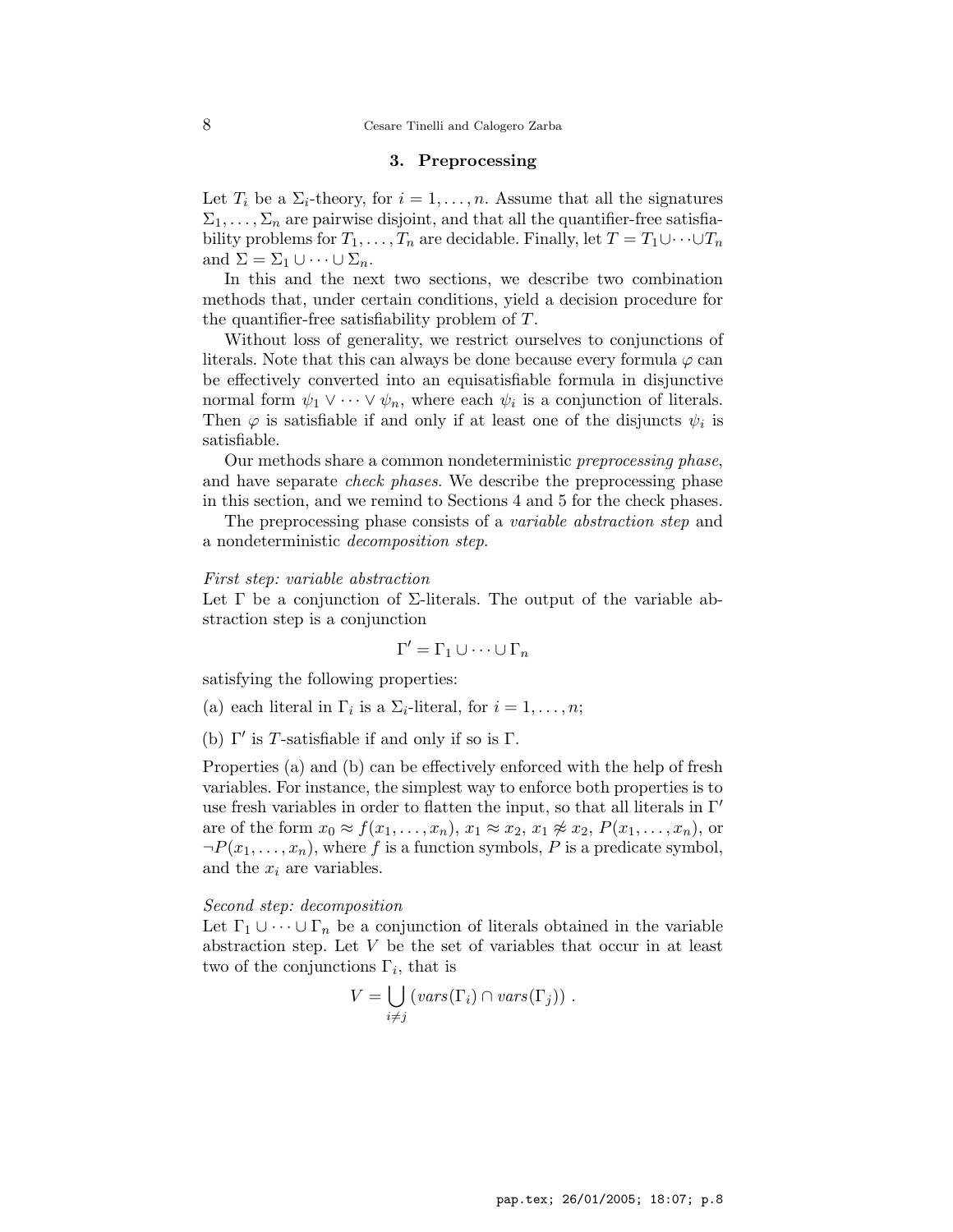## 3. Preprocessing

Let $T_i$ be a $\Sigma_i$-theory, for $i = 1, \ldots, n$. Assume that all the signatures $\Sigma_1, \ldots, \Sigma_n$ are pairwise disjoint, and that all the quantifier-free satisfiability problems for $T_1, \ldots, T_n$ are decidable. Finally, let $T = T_1 \cup \cdots \cup T_n$ and $\Sigma = \Sigma_1 \cup \cdots \cup \Sigma_n$.

In this and the next two sections, we describe two combination methods that, under certain conditions, yield a decision procedure for the quantifier-free satisfiability problem of $T$.

Without loss of generality, we restrict ourselves to conjunctions of literals. Note that this can always be done because every formula $\varphi$ can be effectively converted into an equisatisfiable formula in disjunctive normal form $\psi_1 \vee \cdots \vee \psi_n$, where each $\psi_i$ is a conjunction of literals. Then $\varphi$ is satisfiable if and only if at least one of the disjuncts $\psi_i$ is satisfiable.

Our methods share a common nondeterministic *preprocessing phase*, and have separate *check phases*. We describe the preprocessing phase in this section, and we remind to Sections 4 and 5 for the check phases.

The preprocessing phase consists of a *variable abstraction step* and a nondeterministic *decomposition step*.

*First step: variable abstraction*
Let $\Gamma$ be a conjunction of $\Sigma$-literals. The output of the variable abstraction step is a conjunction

$$\Gamma' = \Gamma_1 \cup \cdots \cup \Gamma_n$$

satisfying the following properties:

(a) each literal in $\Gamma_i$ is a $\Sigma_i$-literal, for $i = 1, \ldots, n$;

(b) $\Gamma'$ is $T$-satisfiable if and only if so is $\Gamma$.

Properties (a) and (b) can be effectively enforced with the help of fresh variables. For instance, the simplest way to enforce both properties is to use fresh variables in order to flatten the input, so that all literals in $\Gamma'$ are of the form $x_0 \approx f(x_1, \ldots, x_n)$, $x_1 \approx x_2$, $x_1 \not\approx x_2$, $P(x_1, \ldots, x_n)$, or $\neg P(x_1, \ldots, x_n)$, where $f$ is a function symbols, $P$ is a predicate symbol, and the $x_i$ are variables.

*Second step: decomposition*
Let $\Gamma_1 \cup \cdots \cup \Gamma_n$ be a conjunction of literals obtained in the variable abstraction step. Let $V$ be the set of variables that occur in at least two of the conjunctions $\Gamma_i$, that is

$$V = \bigcup_{i \neq j} \left( \mathit{vars}(\Gamma_i) \cap \mathit{vars}(\Gamma_j) \right) .$$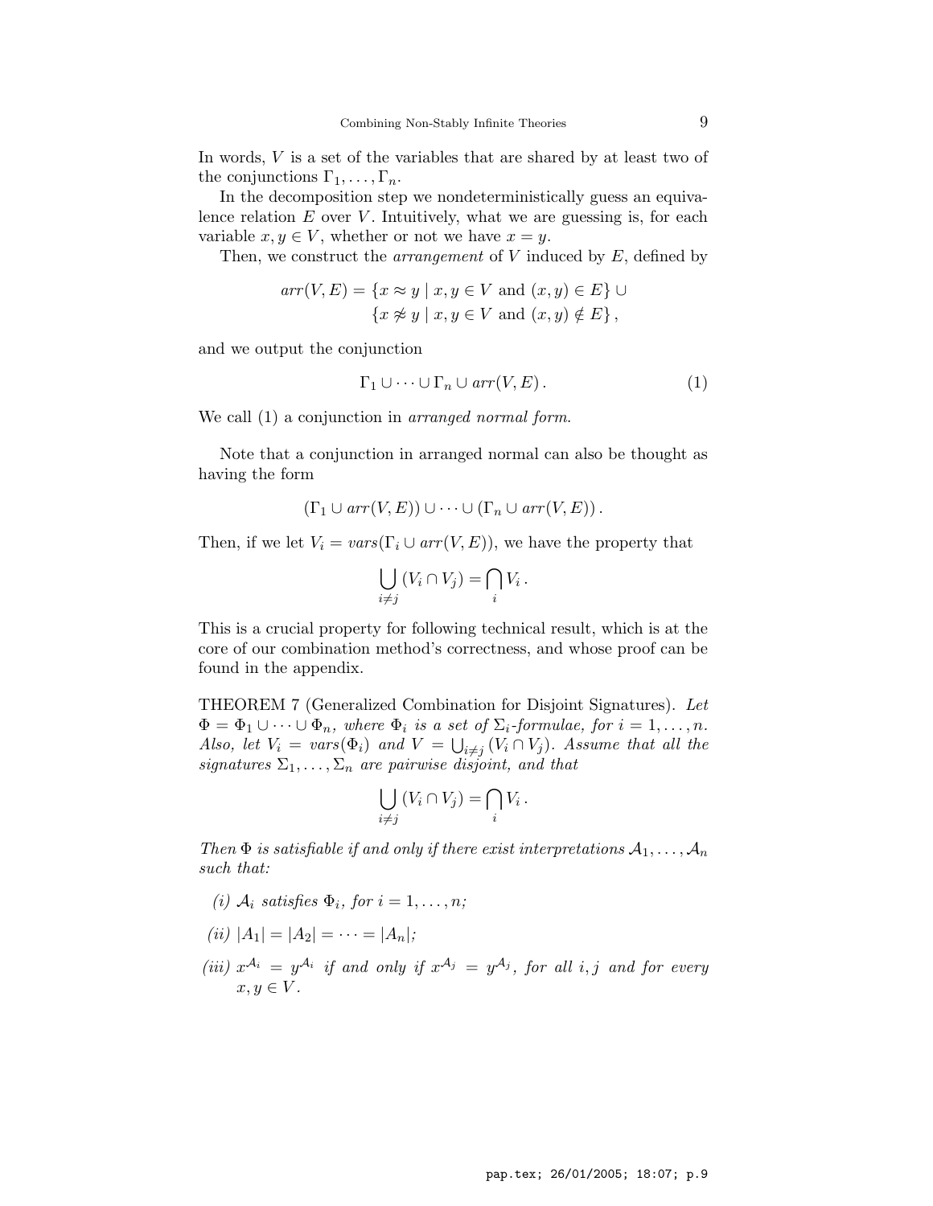In words, $V$ is a set of the variables that are shared by at least two of the conjunctions $\Gamma_1, \ldots, \Gamma_n$.

In the decomposition step we nondeterministically guess an equivalence relation $E$ over $V$. Intuitively, what we are guessing is, for each variable $x, y \in V$, whether or not we have $x = y$.

Then, we construct the *arrangement* of $V$ induced by $E$, defined by

$$
\begin{aligned}
arr(V, E) = \{x \approx y \mid x, y \in V \text{ and } (x, y) \in E\} \cup \\
\{x \not\approx y \mid x, y \in V \text{ and } (x, y) \notin E\},
\end{aligned}
$$

and we output the conjunction

$$
\Gamma_1 \cup \cdots \cup \Gamma_n \cup arr(V, E). \tag{1}
$$

We call (1) a conjunction in *arranged normal form*.

Note that a conjunction in arranged normal can also be thought as having the form

$$
(\Gamma_1 \cup arr(V, E)) \cup \cdots \cup (\Gamma_n \cup arr(V, E)).
$$

Then, if we let $V_i = vars(\Gamma_i \cup arr(V, E))$, we have the property that

$$
\bigcup_{i \neq j} (V_i \cap V_j) = \bigcap_i V_i .
$$

This is a crucial property for following technical result, which is at the core of our combination method's correctness, and whose proof can be found in the appendix.

THEOREM 7 (Generalized Combination for Disjoint Signatures). *Let $\Phi = \Phi_1 \cup \cdots \cup \Phi_n$, where $\Phi_i$ is a set of $\Sigma_i$-formulae, for $i = 1, \ldots, n$. Also, let $V_i = vars(\Phi_i)$ and $V = \bigcup_{i \neq j} (V_i \cap V_j)$. Assume that all the signatures $\Sigma_1, \ldots, \Sigma_n$ are pairwise disjoint, and that*

$$
\bigcup_{i \neq j} (V_i \cap V_j) = \bigcap_i V_i .
$$

*Then $\Phi$ is satisfiable if and only if there exist interpretations $\mathcal{A}_1, \ldots, \mathcal{A}_n$ such that:*

- *(i) $\mathcal{A}_i$ satisfies $\Phi_i$, for $i = 1, \ldots, n$;*
- *(ii) $|A_1| = |A_2| = \cdots = |A_n|$;*
- *(iii) $x^{\mathcal{A}_i} = y^{\mathcal{A}_i}$ if and only if $x^{\mathcal{A}_j} = y^{\mathcal{A}_j}$, for all $i, j$ and for every $x, y \in V$.*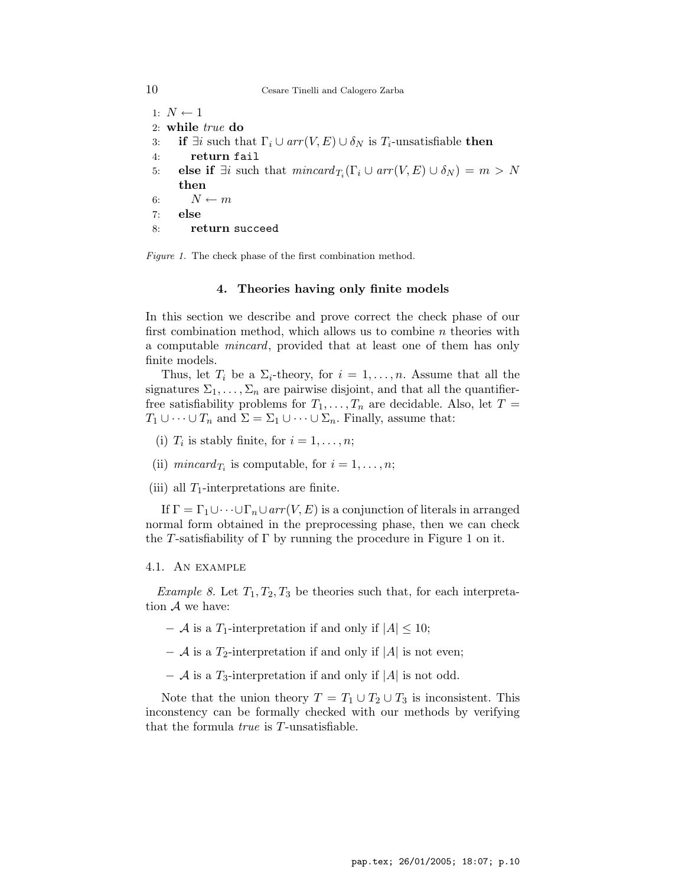```
1: N ← 1
2: while true do
3:   if ∃i such that Γ_i ∪ arr(V, E) ∪ δ_N is T_i-unsatisfiable then
4:     return fail
5:   else if ∃i such that mincard_{T_i}(Γ_i ∪ arr(V, E) ∪ δ_N) = m > N
     then
6:     N ← m
7:   else
8:     return succeed
```

*Figure 1.* The check phase of the first combination method.

## 4. Theories having only finite models

In this section we describe and prove correct the check phase of our first combination method, which allows us to combine $n$ theories with a computable *mincard*, provided that at least one of them has only finite models.

Thus, let $T_i$ be a $\Sigma_i$-theory, for $i = 1, \ldots, n$. Assume that all the signatures $\Sigma_1, \ldots, \Sigma_n$ are pairwise disjoint, and that all the quantifier-free satisfiability problems for $T_1, \ldots, T_n$ are decidable. Also, let $T = T_1 \cup \cdots \cup T_n$ and $\Sigma = \Sigma_1 \cup \cdots \cup \Sigma_n$. Finally, assume that:

(i) $T_i$ is stably finite, for $i = 1, \ldots, n$;

(ii) $\mathit{mincard}_{T_i}$ is computable, for $i = 1, \ldots, n$;

(iii) all $T_1$-interpretations are finite.

If $\Gamma = \Gamma_1 \cup \cdots \cup \Gamma_n \cup \mathit{arr}(V, E)$ is a conjunction of literals in arranged normal form obtained in the preprocessing phase, then we can check the $T$-satisfiability of $\Gamma$ by running the procedure in Figure 1 on it.

### 4.1. An example

*Example 8.* Let $T_1, T_2, T_3$ be theories such that, for each interpretation $\mathcal{A}$ we have:

- $\mathcal{A}$ is a $T_1$-interpretation if and only if $|A| \leq 10$;
- $\mathcal{A}$ is a $T_2$-interpretation if and only if $|A|$ is not even;
- $\mathcal{A}$ is a $T_3$-interpretation if and only if $|A|$ is not odd.

Note that the union theory $T = T_1 \cup T_2 \cup T_3$ is inconsistent. This inconstency can be formally checked with our methods by verifying that the formula *true* is $T$-unsatisfiable.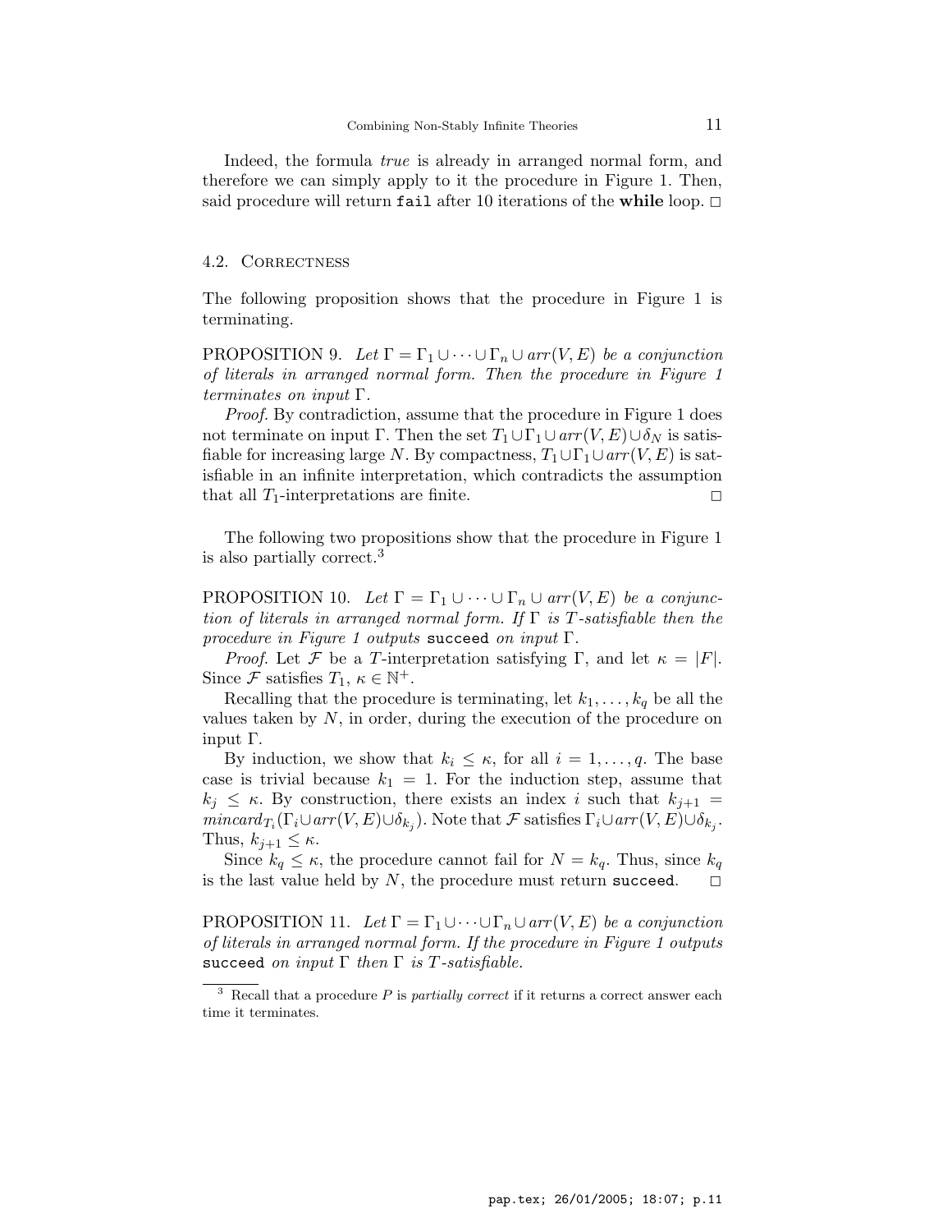Indeed, the formula *true* is already in arranged normal form, and therefore we can simply apply to it the procedure in Figure 1. Then, said procedure will return `fail` after 10 iterations of the **while** loop. □

### 4.2. Correctness

The following proposition shows that the procedure in Figure 1 is terminating.

PROPOSITION 9. *Let $\Gamma = \Gamma_1 \cup \cdots \cup \Gamma_n \cup arr(V, E)$ be a conjunction of literals in arranged normal form. Then the procedure in Figure 1 terminates on input $\Gamma$.*

*Proof.* By contradiction, assume that the procedure in Figure 1 does not terminate on input $\Gamma$. Then the set $T_1 \cup \Gamma_1 \cup arr(V, E) \cup \delta_N$ is satisfiable for increasing large $N$. By compactness, $T_1 \cup \Gamma_1 \cup arr(V, E)$ is satisfiable in an infinite interpretation, which contradicts the assumption that all $T_1$-interpretations are finite. □

The following two propositions show that the procedure in Figure 1 is also partially correct.[3]

PROPOSITION 10. *Let $\Gamma = \Gamma_1 \cup \cdots \cup \Gamma_n \cup arr(V, E)$ be a conjunction of literals in arranged normal form. If $\Gamma$ is $T$-satisfiable then the procedure in Figure 1 outputs* `succeed` *on input $\Gamma$.*

*Proof.* Let $\mathcal{F}$ be a $T$-interpretation satisfying $\Gamma$, and let $\kappa = |F|$. Since $\mathcal{F}$ satisfies $T_1$, $\kappa \in \mathbb{N}^+$.

Recalling that the procedure is terminating, let $k_1, \ldots, k_q$ be all the values taken by $N$, in order, during the execution of the procedure on input $\Gamma$.

By induction, we show that $k_i \leq \kappa$, for all $i = 1, \ldots, q$. The base case is trivial because $k_1 = 1$. For the induction step, assume that $k_j \leq \kappa$. By construction, there exists an index $i$ such that $k_{j+1} = mincard_{T_i}(\Gamma_i \cup arr(V, E) \cup \delta_{k_j})$. Note that $\mathcal{F}$ satisfies $\Gamma_i \cup arr(V, E) \cup \delta_{k_j}$. Thus, $k_{j+1} \leq \kappa$.

Since $k_q \leq \kappa$, the procedure cannot fail for $N = k_q$. Thus, since $k_q$ is the last value held by $N$, the procedure must return `succeed`. □

PROPOSITION 11. *Let $\Gamma = \Gamma_1 \cup \cdots \cup \Gamma_n \cup arr(V, E)$ be a conjunction of literals in arranged normal form. If the procedure in Figure 1 outputs* `succeed` *on input $\Gamma$ then $\Gamma$ is $T$-satisfiable.*

---

[3] Recall that a procedure $P$ is *partially correct* if it returns a correct answer each time it terminates.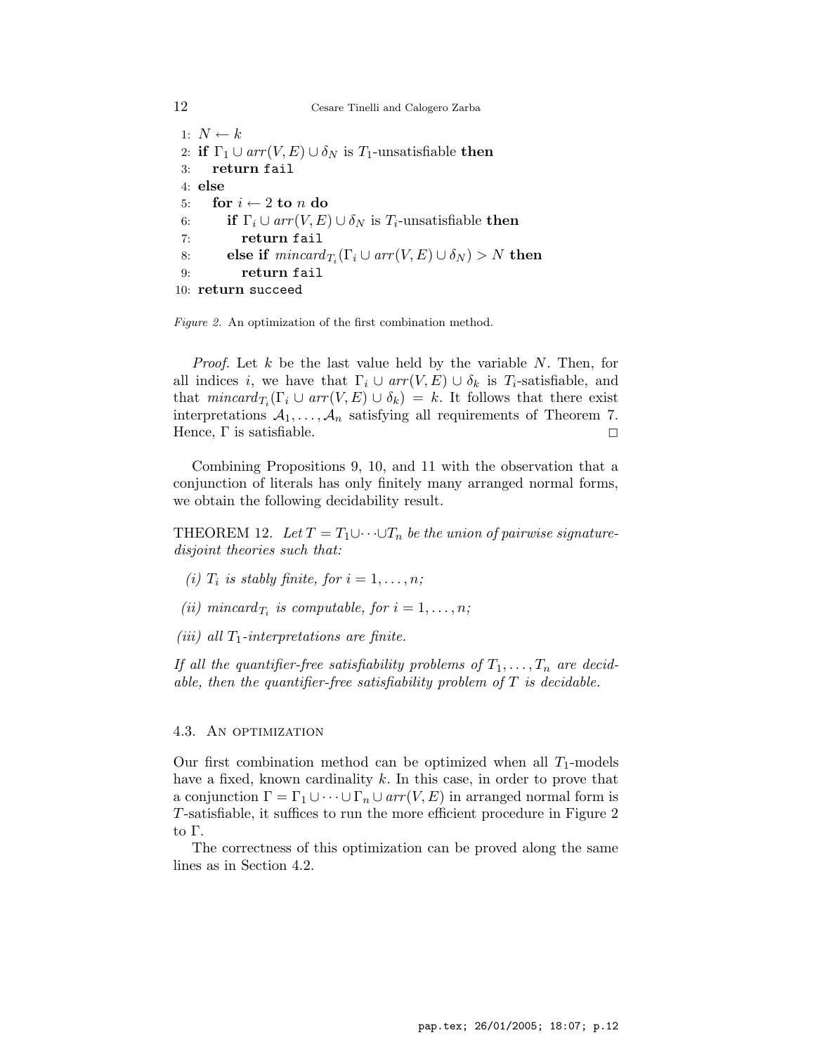```
1: N ← k
2: if Γ_1 ∪ arr(V, E) ∪ δ_N is T_1-unsatisfiable then
3:   return fail
4: else
5:   for i ← 2 to n do
6:     if Γ_i ∪ arr(V, E) ∪ δ_N is T_i-unsatisfiable then
7:       return fail
8:     else if mincard_{T_i}(Γ_i ∪ arr(V, E) ∪ δ_N) > N then
9:       return fail
10: return succeed
```

*Figure 2.* An optimization of the first combination method.

*Proof.* Let $k$ be the last value held by the variable $N$. Then, for all indices $i$, we have that $\Gamma_i \cup arr(V, E) \cup \delta_k$ is $T_i$-satisfiable, and that $mincard_{T_i}(\Gamma_i \cup arr(V, E) \cup \delta_k) = k$. It follows that there exist interpretations $\mathcal{A}_1, \ldots, \mathcal{A}_n$ satisfying all requirements of Theorem 7. Hence, $\Gamma$ is satisfiable. □

Combining Propositions 9, 10, and 11 with the observation that a conjunction of literals has only finitely many arranged normal forms, we obtain the following decidability result.

THEOREM 12. *Let $T = T_1 \cup \cdots \cup T_n$ be the union of pairwise signature-disjoint theories such that:*

*(i) $T_i$ is stably finite, for $i = 1, \ldots, n$;*

*(ii) $mincard_{T_i}$ is computable, for $i = 1, \ldots, n$;*

*(iii) all $T_1$-interpretations are finite.*

*If all the quantifier-free satisfiability problems of $T_1, \ldots, T_n$ are decidable, then the quantifier-free satisfiability problem of $T$ is decidable.*

### 4.3. An optimization

Our first combination method can be optimized when all $T_1$-models have a fixed, known cardinality $k$. In this case, in order to prove that a conjunction $\Gamma = \Gamma_1 \cup \cdots \cup \Gamma_n \cup arr(V, E)$ in arranged normal form is $T$-satisfiable, it suffices to run the more efficient procedure in Figure 2 to $\Gamma$.

The correctness of this optimization can be proved along the same lines as in Section 4.2.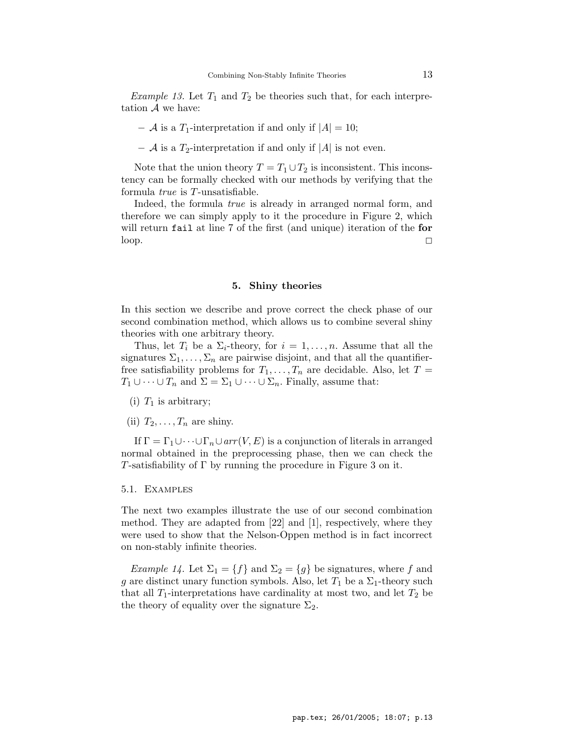*Example 13.* Let $T_1$ and $T_2$ be theories such that, for each interpretation $\mathcal{A}$ we have:

- $\mathcal{A}$ is a $T_1$-interpretation if and only if $|A| = 10$;
- $\mathcal{A}$ is a $T_2$-interpretation if and only if $|A|$ is not even.

Note that the union theory $T = T_1 \cup T_2$ is inconsistent. This inconstency can be formally checked with our methods by verifying that the formula *true* is $T$-unsatisfiable.

Indeed, the formula *true* is already in arranged normal form, and therefore we can simply apply to it the procedure in Figure 2, which will return `fail` at line 7 of the first (and unique) iteration of the **for** loop. □

## 5. Shiny theories

In this section we describe and prove correct the check phase of our second combination method, which allows us to combine several shiny theories with one arbitrary theory.

Thus, let $T_i$ be a $\Sigma_i$-theory, for $i = 1, \ldots, n$. Assume that all the signatures $\Sigma_1, \ldots, \Sigma_n$ are pairwise disjoint, and that all the quantifier-free satisfiability problems for $T_1, \ldots, T_n$ are decidable. Also, let $T = T_1 \cup \cdots \cup T_n$ and $\Sigma = \Sigma_1 \cup \cdots \cup \Sigma_n$. Finally, assume that:

(i) $T_1$ is arbitrary;

(ii) $T_2, \ldots, T_n$ are shiny.

If $\Gamma = \Gamma_1 \cup \cdots \cup \Gamma_n \cup arr(V, E)$ is a conjunction of literals in arranged normal obtained in the preprocessing phase, then we can check the $T$-satisfiability of $\Gamma$ by running the procedure in Figure 3 on it.

### 5.1. Examples

The next two examples illustrate the use of our second combination method. They are adapted from [22] and [1], respectively, where they were used to show that the Nelson-Oppen method is in fact incorrect on non-stably infinite theories.

*Example 14.* Let $\Sigma_1 = \{f\}$ and $\Sigma_2 = \{g\}$ be signatures, where $f$ and $g$ are distinct unary function symbols. Also, let $T_1$ be a $\Sigma_1$-theory such that all $T_1$-interpretations have cardinality at most two, and let $T_2$ be the theory of equality over the signature $\Sigma_2$.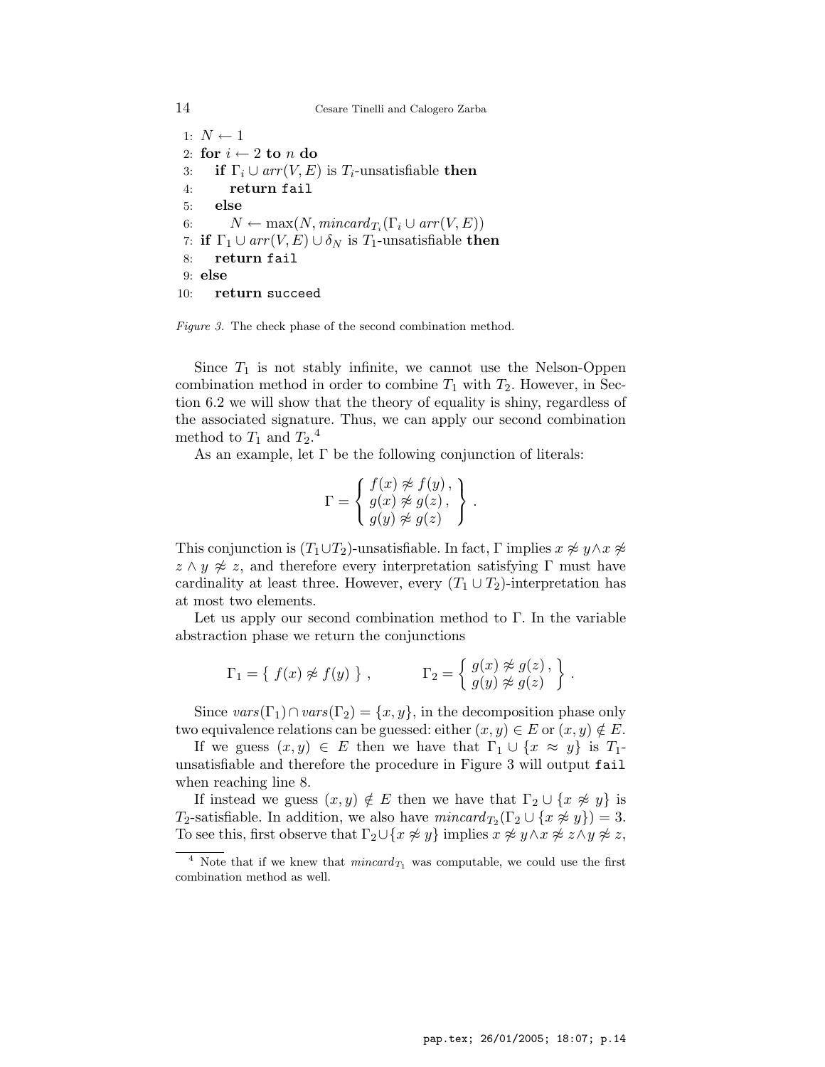```
1: N ← 1
2: for i ← 2 to n do
3:    if Γ_i ∪ arr(V, E) is T_i-unsatisfiable then
4:       return fail
5:    else
6:       N ← max(N, mincard_{T_i}(Γ_i ∪ arr(V, E))
7: if Γ_1 ∪ arr(V, E) ∪ δ_N is T_1-unsatisfiable then
8:    return fail
9: else
10:   return succeed
```

*Figure 3.* The check phase of the second combination method.

Since $T_1$ is not stably infinite, we cannot use the Nelson-Oppen combination method in order to combine $T_1$ with $T_2$. However, in Section 6.2 we will show that the theory of equality is shiny, regardless of the associated signature. Thus, we can apply our second combination method to $T_1$ and $T_2$.[4]

As an example, let $\Gamma$ be the following conjunction of literals:

$$\Gamma = \left\{ \begin{array}{l} f(x) \not\approx f(y)\,, \\ g(x) \not\approx g(z)\,, \\ g(y) \not\approx g(z) \end{array} \right\} .$$

This conjunction is $(T_1 \cup T_2)$-unsatisfiable. In fact, $\Gamma$ implies $x \not\approx y \wedge x \not\approx z \wedge y \not\approx z$, and therefore every interpretation satisfying $\Gamma$ must have cardinality at least three. However, every $(T_1 \cup T_2)$-interpretation has at most two elements.

Let us apply our second combination method to $\Gamma$. In the variable abstraction phase we return the conjunctions

$$\Gamma_1 = \{\ f(x) \not\approx f(y)\ \}\ , \qquad\qquad \Gamma_2 = \left\{ \begin{array}{l} g(x) \not\approx g(z)\,, \\ g(y) \not\approx g(z) \end{array} \right\} .$$

Since $vars(\Gamma_1) \cap vars(\Gamma_2) = \{x, y\}$, in the decomposition phase only two equivalence relations can be guessed: either $(x, y) \in E$ or $(x, y) \notin E$.

If we guess $(x, y) \in E$ then we have that $\Gamma_1 \cup \{x \approx y\}$ is $T_1$-unsatisfiable and therefore the procedure in Figure 3 will output `fail` when reaching line 8.

If instead we guess $(x, y) \notin E$ then we have that $\Gamma_2 \cup \{x \not\approx y\}$ is $T_2$-satisfiable. In addition, we also have $mincard_{T_2}(\Gamma_2 \cup \{x \not\approx y\}) = 3$. To see this, first observe that $\Gamma_2 \cup \{x \not\approx y\}$ implies $x \not\approx y \wedge x \not\approx z \wedge y \not\approx z$,

[4] Note that if we knew that $mincard_{T_1}$ was computable, we could use the first combination method as well.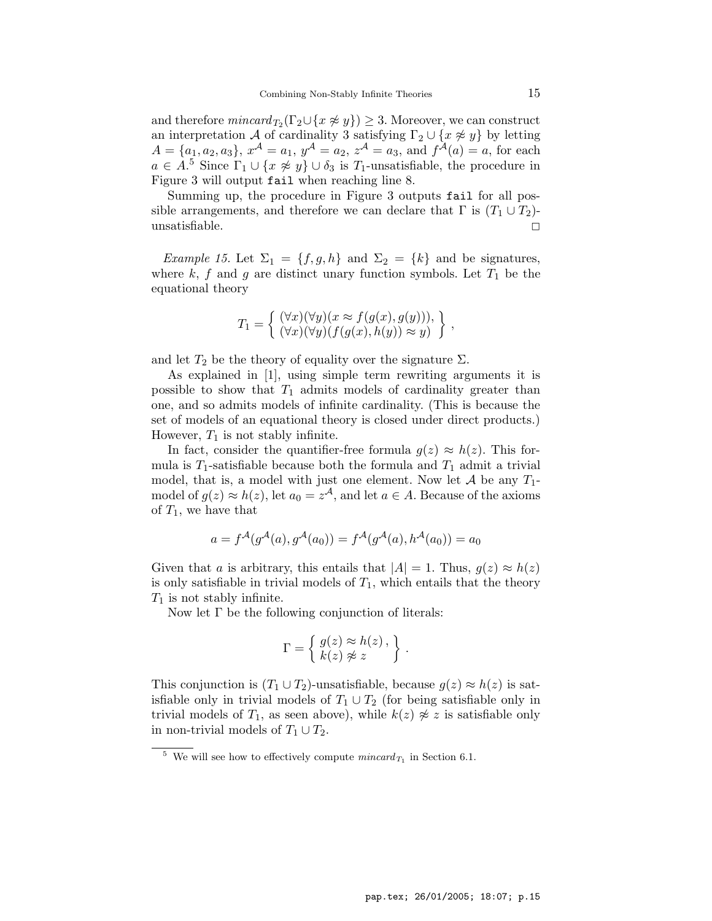and therefore $mincard_{T_2}(\Gamma_2 \cup \{x \not\approx y\}) \geq 3$. Moreover, we can construct an interpretation $\mathcal{A}$ of cardinality 3 satisfying $\Gamma_2 \cup \{x \not\approx y\}$ by letting $A = \{a_1, a_2, a_3\}$, $x^{\mathcal{A}} = a_1$, $y^{\mathcal{A}} = a_2$, $z^{\mathcal{A}} = a_3$, and $f^{\mathcal{A}}(a) = a$, for each $a \in A$.[5] Since $\Gamma_1 \cup \{x \not\approx y\} \cup \delta_3$ is $T_1$-unsatisfiable, the procedure in Figure 3 will output `fail` when reaching line 8.

Summing up, the procedure in Figure 3 outputs `fail` for all possible arrangements, and therefore we can declare that $\Gamma$ is $(T_1 \cup T_2)$-unsatisfiable. $\square$

*Example 15.* Let $\Sigma_1 = \{f, g, h\}$ and $\Sigma_2 = \{k\}$ and be signatures, where $k$, $f$ and $g$ are distinct unary function symbols. Let $T_1$ be the equational theory

$$T_1 = \left\{ \begin{array}{l} (\forall x)(\forall y)(x \approx f(g(x), g(y))), \\ (\forall x)(\forall y)(f(g(x), h(y)) \approx y) \end{array} \right\},$$

and let $T_2$ be the theory of equality over the signature $\Sigma$.

As explained in [1], using simple term rewriting arguments it is possible to show that $T_1$ admits models of cardinality greater than one, and so admits models of infinite cardinality. (This is because the set of models of an equational theory is closed under direct products.) However, $T_1$ is not stably infinite.

In fact, consider the quantifier-free formula $g(z) \approx h(z)$. This formula is $T_1$-satisfiable because both the formula and $T_1$ admit a trivial model, that is, a model with just one element. Now let $\mathcal{A}$ be any $T_1$-model of $g(z) \approx h(z)$, let $a_0 = z^{\mathcal{A}}$, and let $a \in A$. Because of the axioms of $T_1$, we have that

$$a = f^{\mathcal{A}}(g^{\mathcal{A}}(a), g^{\mathcal{A}}(a_0)) = f^{\mathcal{A}}(g^{\mathcal{A}}(a), h^{\mathcal{A}}(a_0)) = a_0$$

Given that $a$ is arbitrary, this entails that $|A| = 1$. Thus, $g(z) \approx h(z)$ is only satisfiable in trivial models of $T_1$, which entails that the theory $T_1$ is not stably infinite.

Now let $\Gamma$ be the following conjunction of literals:

$$\Gamma = \left\{ \begin{array}{l} g(z) \approx h(z), \\ k(z) \not\approx z \end{array} \right\}.$$

This conjunction is $(T_1 \cup T_2)$-unsatisfiable, because $g(z) \approx h(z)$ is satisfiable only in trivial models of $T_1 \cup T_2$ (for being satisfiable only in trivial models of $T_1$, as seen above), while $k(z) \not\approx z$ is satisfiable only in non-trivial models of $T_1 \cup T_2$.

[5] We will see how to effectively compute $mincard_{T_1}$ in Section 6.1.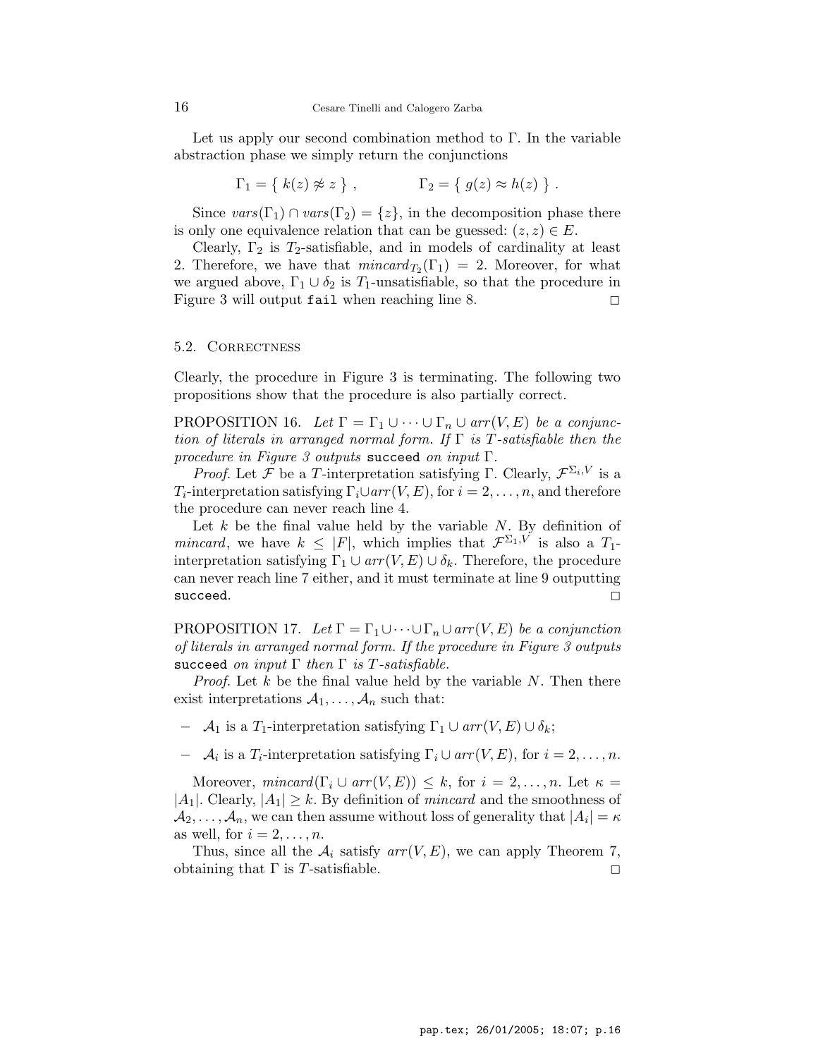Let us apply our second combination method to $\Gamma$. In the variable abstraction phase we simply return the conjunctions

$$\Gamma_1 = \{\ k(z) \not\approx z\ \}\ , \qquad\qquad \Gamma_2 = \{\ g(z) \approx h(z)\ \}\ .$$

Since $vars(\Gamma_1) \cap vars(\Gamma_2) = \{z\}$, in the decomposition phase there is only one equivalence relation that can be guessed: $(z, z) \in E$.

Clearly, $\Gamma_2$ is $T_2$-satisfiable, and in models of cardinality at least 2. Therefore, we have that $mincard_{T_2}(\Gamma_1) = 2$. Moreover, for what we argued above, $\Gamma_1 \cup \delta_2$ is $T_1$-unsatisfiable, so that the procedure in Figure 3 will output `fail` when reaching line 8. □

### 5.2. Correctness

Clearly, the procedure in Figure 3 is terminating. The following two propositions show that the procedure is also partially correct.

PROPOSITION 16. *Let $\Gamma = \Gamma_1 \cup \cdots \cup \Gamma_n \cup arr(V, E)$ be a conjunction of literals in arranged normal form. If $\Gamma$ is $T$-satisfiable then the procedure in Figure 3 outputs* `succeed` *on input $\Gamma$.*

*Proof.* Let $\mathcal{F}$ be a $T$-interpretation satisfying $\Gamma$. Clearly, $\mathcal{F}^{\Sigma_i, V}$ is a $T_i$-interpretation satisfying $\Gamma_i \cup arr(V, E)$, for $i = 2, \ldots, n$, and therefore the procedure can never reach line 4.

Let $k$ be the final value held by the variable $N$. By definition of *mincard*, we have $k \leq |F|$, which implies that $\mathcal{F}^{\Sigma_1, V}$ is also a $T_1$-interpretation satisfying $\Gamma_1 \cup arr(V, E) \cup \delta_k$. Therefore, the procedure can never reach line 7 either, and it must terminate at line 9 outputting `succeed`. □

PROPOSITION 17. *Let $\Gamma = \Gamma_1 \cup \cdots \cup \Gamma_n \cup arr(V, E)$ be a conjunction of literals in arranged normal form. If the procedure in Figure 3 outputs* `succeed` *on input $\Gamma$ then $\Gamma$ is $T$-satisfiable.*

*Proof.* Let $k$ be the final value held by the variable $N$. Then there exist interpretations $\mathcal{A}_1, \ldots, \mathcal{A}_n$ such that:

- $\mathcal{A}_1$ is a $T_1$-interpretation satisfying $\Gamma_1 \cup arr(V, E) \cup \delta_k$;
- $\mathcal{A}_i$ is a $T_i$-interpretation satisfying $\Gamma_i \cup arr(V, E)$, for $i = 2, \ldots, n$.

Moreover, $mincard(\Gamma_i \cup arr(V, E)) \leq k$, for $i = 2, \ldots, n$. Let $\kappa = |A_1|$. Clearly, $|A_1| \geq k$. By definition of *mincard* and the smoothness of $\mathcal{A}_2, \ldots, \mathcal{A}_n$, we can then assume without loss of generality that $|A_i| = \kappa$ as well, for $i = 2, \ldots, n$.

Thus, since all the $\mathcal{A}_i$ satisfy $arr(V, E)$, we can apply Theorem 7, obtaining that $\Gamma$ is $T$-satisfiable. □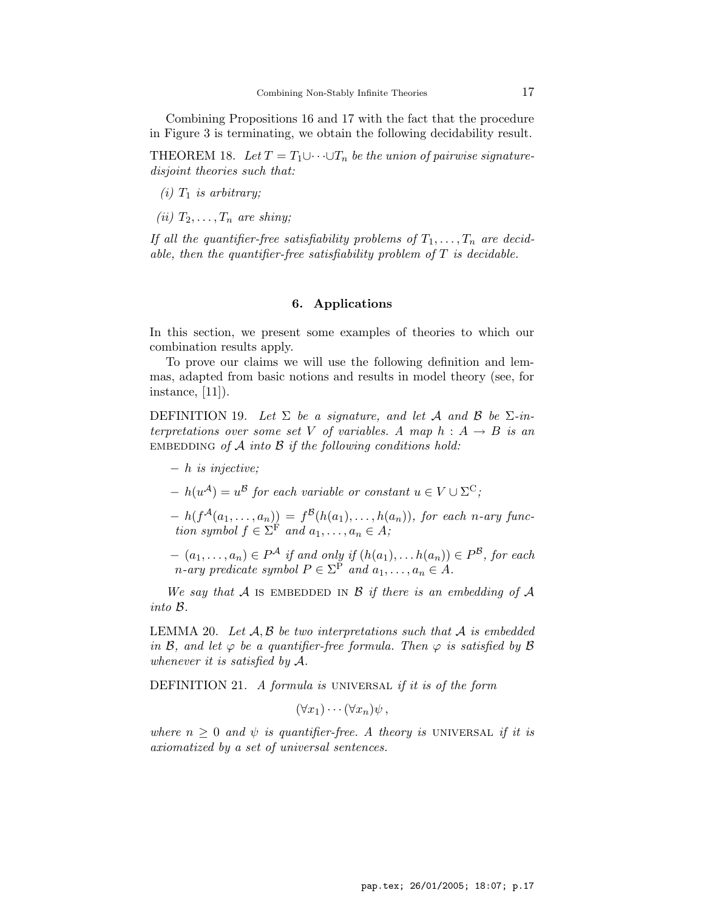Combining Propositions 16 and 17 with the fact that the procedure in Figure 3 is terminating, we obtain the following decidability result.

THEOREM 18. *Let $T = T_1 \cup \cdots \cup T_n$ be the union of pairwise signature-disjoint theories such that:*

*(i) $T_1$ is arbitrary;*

*(ii) $T_2, \ldots, T_n$ are shiny;*

*If all the quantifier-free satisfiability problems of $T_1, \ldots, T_n$ are decidable, then the quantifier-free satisfiability problem of $T$ is decidable.*

## 6. Applications

In this section, we present some examples of theories to which our combination results apply.

To prove our claims we will use the following definition and lemmas, adapted from basic notions and results in model theory (see, for instance, [11]).

DEFINITION 19. *Let $\Sigma$ be a signature, and let $\mathcal{A}$ and $\mathcal{B}$ be $\Sigma$-interpretations over some set $V$ of variables. A map $h : A \to B$ is an* EMBEDDING *of $\mathcal{A}$ into $\mathcal{B}$ if the following conditions hold:*

- *$h$ is injective;*
- *$h(u^{\mathcal{A}}) = u^{\mathcal{B}}$ for each variable or constant $u \in V \cup \Sigma^{\mathrm{C}}$;*
- *$h(f^{\mathcal{A}}(a_1, \ldots, a_n)) = f^{\mathcal{B}}(h(a_1), \ldots, h(a_n))$, for each $n$-ary function symbol $f \in \Sigma^{\mathrm{F}}$ and $a_1, \ldots, a_n \in A$;*
- *$(a_1, \ldots, a_n) \in P^{\mathcal{A}}$ if and only if $(h(a_1), \ldots h(a_n)) \in P^{\mathcal{B}}$, for each $n$-ary predicate symbol $P \in \Sigma^{\mathrm{P}}$ and $a_1, \ldots, a_n \in A$.*

*We say that $\mathcal{A}$* IS EMBEDDED IN *$\mathcal{B}$ if there is an embedding of $\mathcal{A}$ into $\mathcal{B}$.*

LEMMA 20. *Let $\mathcal{A}, \mathcal{B}$ be two interpretations such that $\mathcal{A}$ is embedded in $\mathcal{B}$, and let $\varphi$ be a quantifier-free formula. Then $\varphi$ is satisfied by $\mathcal{B}$ whenever it is satisfied by $\mathcal{A}$.*

DEFINITION 21. *A formula is* UNIVERSAL *if it is of the form*

$$(\forall x_1) \cdots (\forall x_n)\psi \, ,$$

*where $n \geq 0$ and $\psi$ is quantifier-free. A theory is* UNIVERSAL *if it is axiomatized by a set of universal sentences.*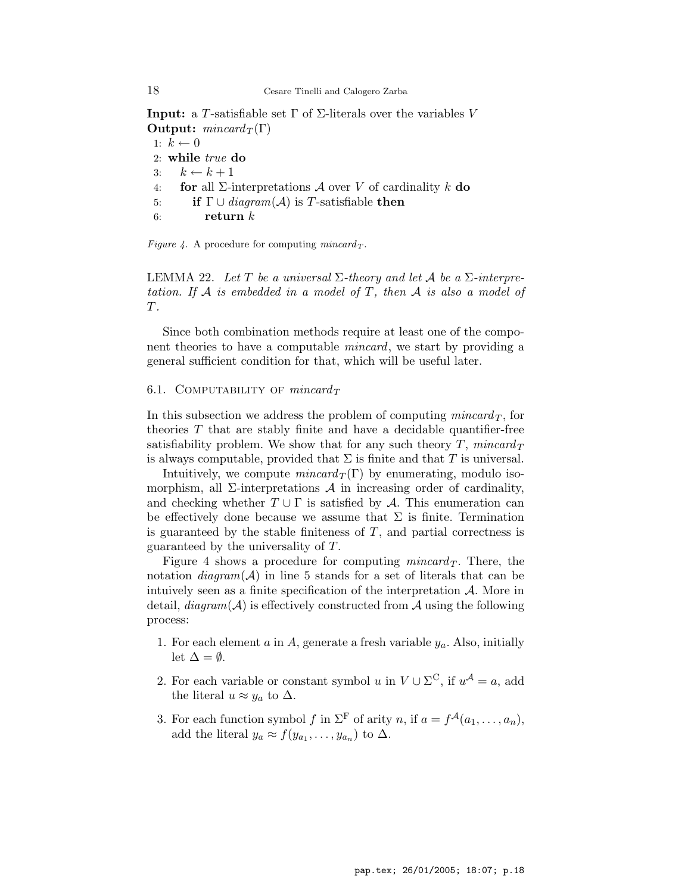**Input:** a $T$-satisfiable set $\Gamma$ of $\Sigma$-literals over the variables $V$
**Output:** $mincard_T(\Gamma)$

```
1: k ← 0
2: while true do
3:    k ← k + 1
4:    for all Σ-interpretations A over V of cardinality k do
5:       if Γ ∪ diagram(A) is T-satisfiable then
6:          return k
```

*Figure 4.* A procedure for computing $mincard_T$.

LEMMA 22. *Let $T$ be a universal $\Sigma$-theory and let $\mathcal{A}$ be a $\Sigma$-interpretation. If $\mathcal{A}$ is embedded in a model of $T$, then $\mathcal{A}$ is also a model of $T$.*

Since both combination methods require at least one of the component theories to have a computable *mincard*, we start by providing a general sufficient condition for that, which will be useful later.

## 6.1. Computability of $mincard_T$

In this subsection we address the problem of computing $mincard_T$, for theories $T$ that are stably finite and have a decidable quantifier-free satisfiability problem. We show that for any such theory $T$, $mincard_T$ is always computable, provided that $\Sigma$ is finite and that $T$ is universal.

Intuitively, we compute $mincard_T(\Gamma)$ by enumerating, modulo isomorphism, all $\Sigma$-interpretations $\mathcal{A}$ in increasing order of cardinality, and checking whether $T \cup \Gamma$ is satisfied by $\mathcal{A}$. This enumeration can be effectively done because we assume that $\Sigma$ is finite. Termination is guaranteed by the stable finiteness of $T$, and partial correctness is guaranteed by the universality of $T$.

Figure 4 shows a procedure for computing $mincard_T$. There, the notation $diagram(\mathcal{A})$ in line 5 stands for a set of literals that can be intuively seen as a finite specification of the interpretation $\mathcal{A}$. More in detail, $diagram(\mathcal{A})$ is effectively constructed from $\mathcal{A}$ using the following process:

1. For each element $a$ in $A$, generate a fresh variable $y_a$. Also, initially let $\Delta = \emptyset$.

2. For each variable or constant symbol $u$ in $V \cup \Sigma^{\mathrm{C}}$, if $u^{\mathcal{A}} = a$, add the literal $u \approx y_a$ to $\Delta$.

3. For each function symbol $f$ in $\Sigma^{\mathrm{F}}$ of arity $n$, if $a = f^{\mathcal{A}}(a_1, \ldots, a_n)$, add the literal $y_a \approx f(y_{a_1}, \ldots, y_{a_n})$ to $\Delta$.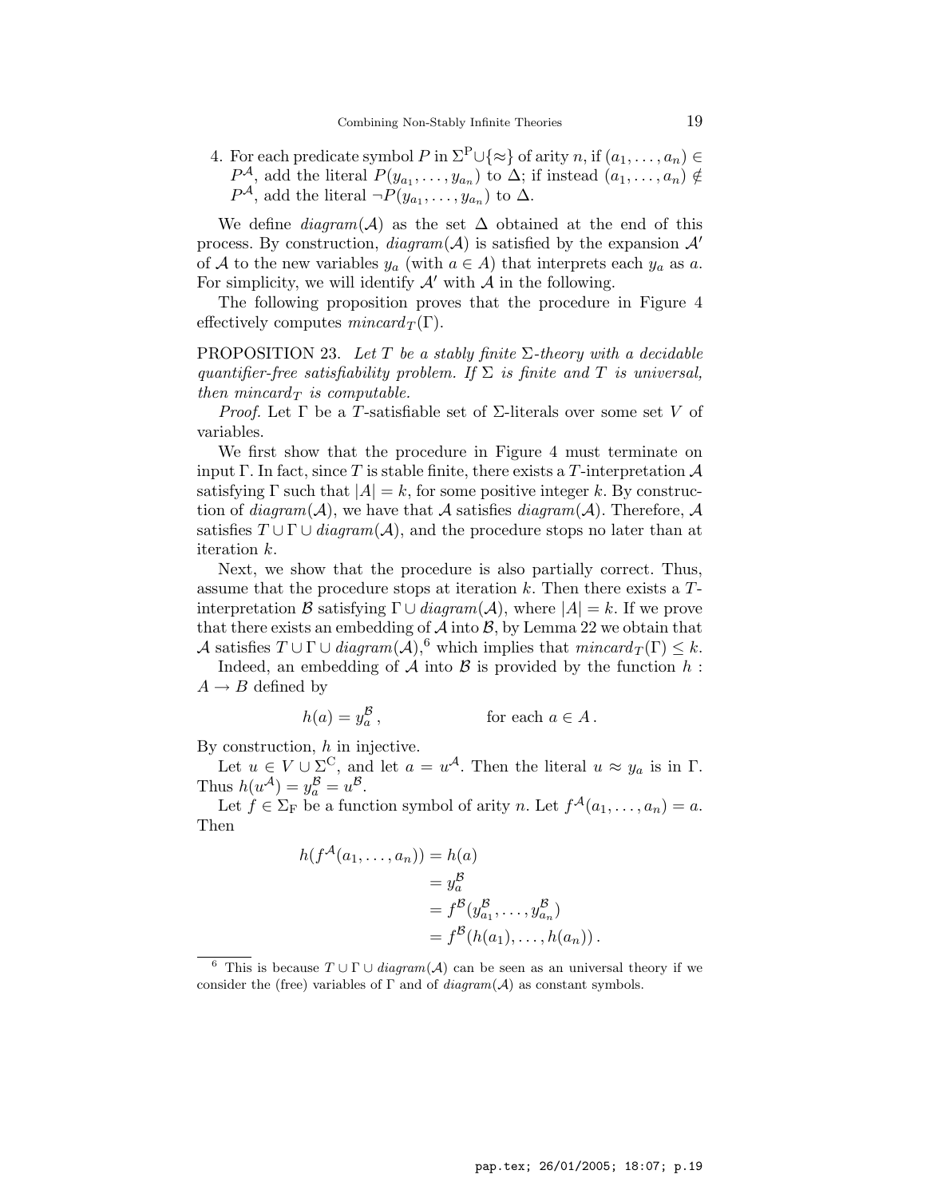4. For each predicate symbol $P$ in $\Sigma^{\mathrm{P}} \cup \{\approx\}$ of arity $n$, if $(a_1, \ldots, a_n) \in P^{\mathcal{A}}$, add the literal $P(y_{a_1}, \ldots, y_{a_n})$ to $\Delta$; if instead $(a_1, \ldots, a_n) \notin P^{\mathcal{A}}$, add the literal $\neg P(y_{a_1}, \ldots, y_{a_n})$ to $\Delta$.

We define $\mathit{diagram}(\mathcal{A})$ as the set $\Delta$ obtained at the end of this process. By construction, $\mathit{diagram}(\mathcal{A})$ is satisfied by the expansion $\mathcal{A}'$ of $\mathcal{A}$ to the new variables $y_a$ (with $a \in A$) that interprets each $y_a$ as $a$. For simplicity, we will identify $\mathcal{A}'$ with $\mathcal{A}$ in the following.

The following proposition proves that the procedure in Figure 4 effectively computes $\mathit{mincard}_T(\Gamma)$.

PROPOSITION 23. *Let $T$ be a stably finite $\Sigma$-theory with a decidable quantifier-free satisfiability problem. If $\Sigma$ is finite and $T$ is universal, then $\mathit{mincard}_T$ is computable.*

*Proof.* Let $\Gamma$ be a $T$-satisfiable set of $\Sigma$-literals over some set $V$ of variables.

We first show that the procedure in Figure 4 must terminate on input $\Gamma$. In fact, since $T$ is stable finite, there exists a $T$-interpretation $\mathcal{A}$ satisfying $\Gamma$ such that $|A| = k$, for some positive integer $k$. By construction of $\mathit{diagram}(\mathcal{A})$, we have that $\mathcal{A}$ satisfies $\mathit{diagram}(\mathcal{A})$. Therefore, $\mathcal{A}$ satisfies $T \cup \Gamma \cup \mathit{diagram}(\mathcal{A})$, and the procedure stops no later than at iteration $k$.

Next, we show that the procedure is also partially correct. Thus, assume that the procedure stops at iteration $k$. Then there exists a $T$-interpretation $\mathcal{B}$ satisfying $\Gamma \cup \mathit{diagram}(\mathcal{A})$, where $|A| = k$. If we prove that there exists an embedding of $\mathcal{A}$ into $\mathcal{B}$, by Lemma 22 we obtain that $\mathcal{A}$ satisfies $T \cup \Gamma \cup \mathit{diagram}(\mathcal{A})$,[6] which implies that $\mathit{mincard}_T(\Gamma) \leq k$.

Indeed, an embedding of $\mathcal{A}$ into $\mathcal{B}$ is provided by the function $h : A \to B$ defined by

$$h(a) = y_a^{\mathcal{B}}\,, \qquad\qquad \text{for each } a \in A\,.$$

By construction, $h$ in injective.

Let $u \in V \cup \Sigma^{\mathrm{C}}$, and let $a = u^{\mathcal{A}}$. Then the literal $u \approx y_a$ is in $\Gamma$. Thus $h(u^{\mathcal{A}}) = y_a^{\mathcal{B}} = u^{\mathcal{B}}$.

Let $f \in \Sigma_{\mathrm{F}}$ be a function symbol of arity $n$. Let $f^{\mathcal{A}}(a_1, \ldots, a_n) = a$. Then

$$\begin{aligned}
h(f^{\mathcal{A}}(a_1, \ldots, a_n)) &= h(a) \\
&= y_a^{\mathcal{B}} \\
&= f^{\mathcal{B}}(y_{a_1}^{\mathcal{B}}, \ldots, y_{a_n}^{\mathcal{B}}) \\
&= f^{\mathcal{B}}(h(a_1), \ldots, h(a_n))\,.
\end{aligned}$$

[6] This is because $T \cup \Gamma \cup \mathit{diagram}(\mathcal{A})$ can be seen as an universal theory if we consider the (free) variables of $\Gamma$ and of $\mathit{diagram}(\mathcal{A})$ as constant symbols.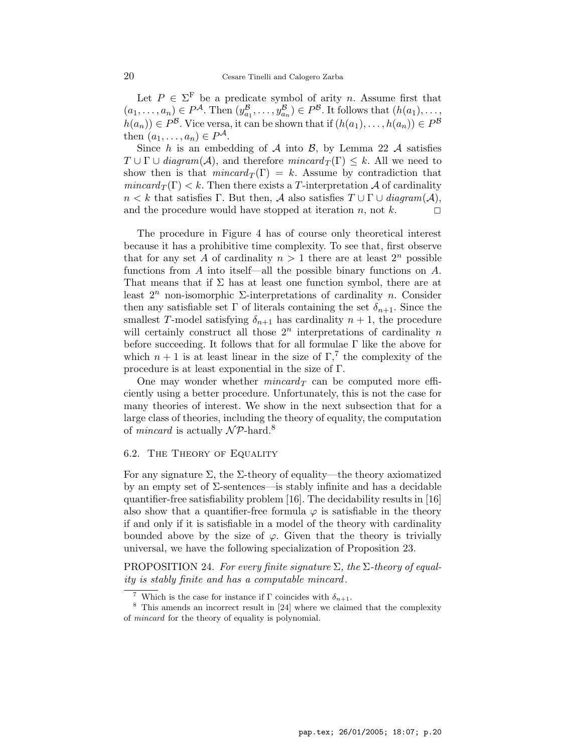Let $P \in \Sigma^{\mathrm{F}}$ be a predicate symbol of arity $n$. Assume first that $(a_1, \ldots, a_n) \in P^{\mathcal{A}}$. Then $(y^{\mathcal{B}}_{a_1}, \ldots, y^{\mathcal{B}}_{a_n}) \in P^{\mathcal{B}}$. It follows that $(h(a_1), \ldots, h(a_n)) \in P^{\mathcal{B}}$. Vice versa, it can be shown that if $(h(a_1), \ldots, h(a_n)) \in P^{\mathcal{B}}$ then $(a_1, \ldots, a_n) \in P^{\mathcal{A}}$.

Since $h$ is an embedding of $\mathcal{A}$ into $\mathcal{B}$, by Lemma 22 $\mathcal{A}$ satisfies $T \cup \Gamma \cup \mathit{diagram}(\mathcal{A})$, and therefore $\mathit{mincard}_T(\Gamma) \leq k$. All we need to show then is that $\mathit{mincard}_T(\Gamma) = k$. Assume by contradiction that $\mathit{mincard}_T(\Gamma) < k$. Then there exists a $T$-interpretation $\mathcal{A}$ of cardinality $n < k$ that satisfies $\Gamma$. But then, $\mathcal{A}$ also satisfies $T \cup \Gamma \cup \mathit{diagram}(\mathcal{A})$, and the procedure would have stopped at iteration $n$, not $k$. □

The procedure in Figure 4 has of course only theoretical interest because it has a prohibitive time complexity. To see that, first observe that for any set $A$ of cardinality $n > 1$ there are at least $2^n$ possible functions from $A$ into itself—all the possible binary functions on $A$. That means that if $\Sigma$ has at least one function symbol, there are at least $2^n$ non-isomorphic $\Sigma$-interpretations of cardinality $n$. Consider then any satisfiable set $\Gamma$ of literals containing the set $\delta_{n+1}$. Since the smallest $T$-model satisfying $\delta_{n+1}$ has cardinality $n+1$, the procedure will certainly construct all those $2^n$ interpretations of cardinality $n$ before succeeding. It follows that for all formulae $\Gamma$ like the above for which $n+1$ is at least linear in the size of $\Gamma$,[7] the complexity of the procedure is at least exponential in the size of $\Gamma$.

One may wonder whether $\mathit{mincard}_T$ can be computed more efficiently using a better procedure. Unfortunately, this is not the case for many theories of interest. We show in the next subsection that for a large class of theories, including the theory of equality, the computation of *mincard* is actually $\mathcal{NP}$-hard.[8]

## 6.2. The Theory of Equality

For any signature $\Sigma$, the $\Sigma$-theory of equality—the theory axiomatized by an empty set of $\Sigma$-sentences—is stably infinite and has a decidable quantifier-free satisfiability problem [16]. The decidability results in [16] also show that a quantifier-free formula $\varphi$ is satisfiable in the theory if and only if it is satisfiable in a model of the theory with cardinality bounded above by the size of $\varphi$. Given that the theory is trivially universal, we have the following specialization of Proposition 23.

PROPOSITION 24. *For every finite signature $\Sigma$, the $\Sigma$-theory of equality is stably finite and has a computable mincard.*

---

[7] Which is the case for instance if $\Gamma$ coincides with $\delta_{n+1}$.

[8] This amends an incorrect result in [24] where we claimed that the complexity of *mincard* for the theory of equality is polynomial.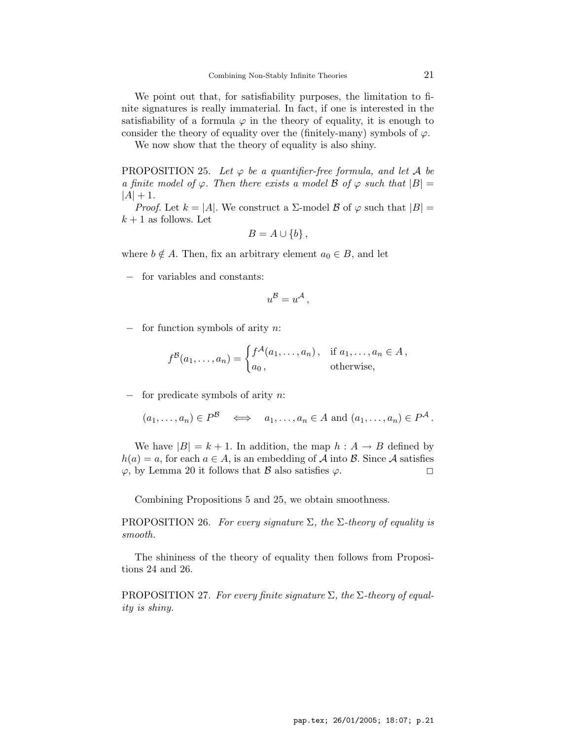We point out that, for satisfiability purposes, the limitation to finite signatures is really immaterial. In fact, if one is interested in the satisfiability of a formula $\varphi$ in the theory of equality, it is enough to consider the theory of equality over the (finitely-many) symbols of $\varphi$.

We now show that the theory of equality is also shiny.

PROPOSITION 25. *Let $\varphi$ be a quantifier-free formula, and let $\mathcal{A}$ be a finite model of $\varphi$. Then there exists a model $\mathcal{B}$ of $\varphi$ such that $|B| = |A| + 1$.*

*Proof.* Let $k = |A|$. We construct a $\Sigma$-model $\mathcal{B}$ of $\varphi$ such that $|B| = k + 1$ as follows. Let

$$B = A \cup \{b\} ,$$

where $b \notin A$. Then, fix an arbitrary element $a_0 \in B$, and let

- for variables and constants:

$$u^{\mathcal{B}} = u^{\mathcal{A}} ,$$

- for function symbols of arity $n$:

$$f^{\mathcal{B}}(a_1, \ldots, a_n) = \begin{cases} f^{\mathcal{A}}(a_1, \ldots, a_n) , & \text{if } a_1, \ldots, a_n \in A , \\ a_0 , & \text{otherwise,} \end{cases}$$

- for predicate symbols of arity $n$:

$$(a_1, \ldots, a_n) \in P^{\mathcal{B}} \iff a_1, \ldots, a_n \in A \text{ and } (a_1, \ldots, a_n) \in P^{\mathcal{A}} .$$

We have $|B| = k + 1$. In addition, the map $h : A \to B$ defined by $h(a) = a$, for each $a \in A$, is an embedding of $\mathcal{A}$ into $\mathcal{B}$. Since $\mathcal{A}$ satisfies $\varphi$, by Lemma 20 it follows that $\mathcal{B}$ also satisfies $\varphi$. □

Combining Propositions 5 and 25, we obtain smoothness.

PROPOSITION 26. *For every signature $\Sigma$, the $\Sigma$-theory of equality is smooth.*

The shininess of the theory of equality then follows from Propositions 24 and 26.

PROPOSITION 27. *For every finite signature $\Sigma$, the $\Sigma$-theory of equality is shiny.*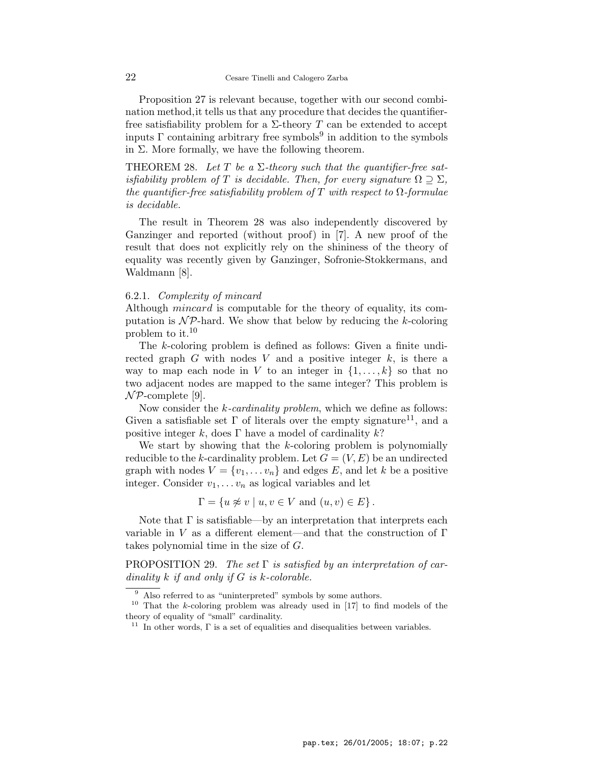Proposition 27 is relevant because, together with our second combination method,it tells us that any procedure that decides the quantifier-free satisfiability problem for a $\Sigma$-theory $T$ can be extended to accept inputs $\Gamma$ containing arbitrary free symbols[9] in addition to the symbols in $\Sigma$. More formally, we have the following theorem.

THEOREM 28. *Let $T$ be a $\Sigma$-theory such that the quantifier-free satisfiability problem of $T$ is decidable. Then, for every signature $\Omega \supseteq \Sigma$, the quantifier-free satisfiability problem of $T$ with respect to $\Omega$-formulae is decidable.*

The result in Theorem 28 was also independently discovered by Ganzinger and reported (without proof) in [7]. A new proof of the result that does not explicitly rely on the shininess of the theory of equality was recently given by Ganzinger, Sofronie-Stokkermans, and Waldmann [8].

### 6.2.1. *Complexity of mincard*

Although *mincard* is computable for the theory of equality, its computation is $\mathcal{NP}$-hard. We show that below by reducing the $k$-coloring problem to it.[10]

The $k$-coloring problem is defined as follows: Given a finite undirected graph $G$ with nodes $V$ and a positive integer $k$, is there a way to map each node in $V$ to an integer in $\{1, \ldots, k\}$ so that no two adjacent nodes are mapped to the same integer? This problem is $\mathcal{NP}$-complete [9].

Now consider the *k-cardinality problem*, which we define as follows: Given a satisfiable set $\Gamma$ of literals over the empty signature[11], and a positive integer $k$, does $\Gamma$ have a model of cardinality $k$?

We start by showing that the $k$-coloring problem is polynomially reducible to the $k$-cardinality problem. Let $G = (V, E)$ be an undirected graph with nodes $V = \{v_1, \ldots v_n\}$ and edges $E$, and let $k$ be a positive integer. Consider $v_1, \ldots v_n$ as logical variables and let

$$\Gamma = \{u \not\approx v \mid u, v \in V \text{ and } (u, v) \in E\} .$$

Note that $\Gamma$ is satisfiable—by an interpretation that interprets each variable in $V$ as a different element—and that the construction of $\Gamma$ takes polynomial time in the size of $G$.

PROPOSITION 29. *The set $\Gamma$ is satisfied by an interpretation of cardinality $k$ if and only if $G$ is $k$-colorable.*

---

[9] Also referred to as "uninterpreted" symbols by some authors.

[10] That the $k$-coloring problem was already used in [17] to find models of the theory of equality of "small" cardinality.

[11] In other words, $\Gamma$ is a set of equalities and disequalities between variables.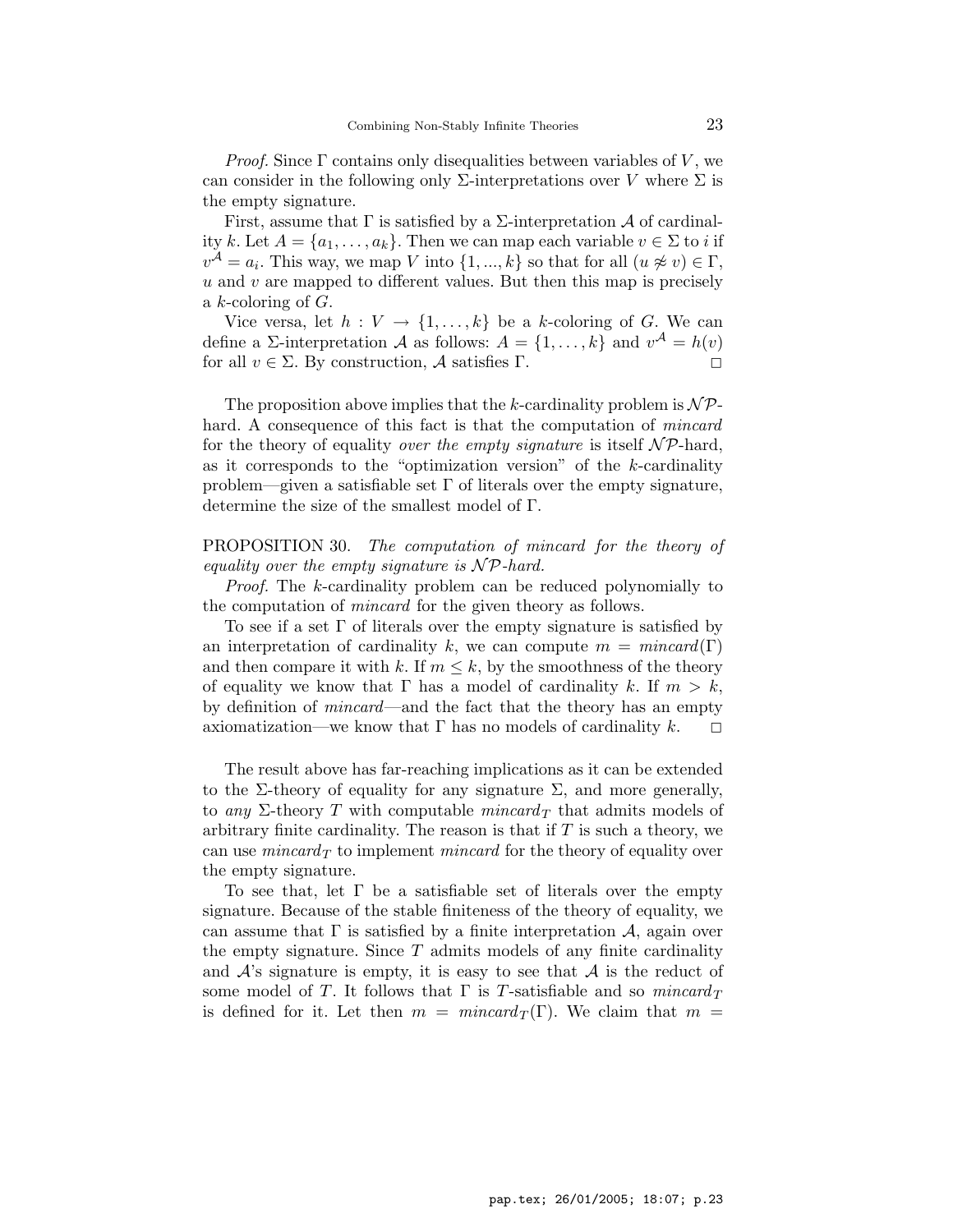*Proof.* Since $\Gamma$ contains only disequalities between variables of $V$, we can consider in the following only $\Sigma$-interpretations over $V$ where $\Sigma$ is the empty signature.

First, assume that $\Gamma$ is satisfied by a $\Sigma$-interpretation $\mathcal{A}$ of cardinality $k$. Let $A = \{a_1, \ldots, a_k\}$. Then we can map each variable $v \in \Sigma$ to $i$ if $v^{\mathcal{A}} = a_i$. This way, we map $V$ into $\{1, ..., k\}$ so that for all $(u \not\approx v) \in \Gamma$, $u$ and $v$ are mapped to different values. But then this map is precisely a $k$-coloring of $G$.

Vice versa, let $h : V \to \{1, \ldots, k\}$ be a $k$-coloring of $G$. We can define a $\Sigma$-interpretation $\mathcal{A}$ as follows: $A = \{1, \ldots, k\}$ and $v^{\mathcal{A}} = h(v)$ for all $v \in \Sigma$. By construction, $\mathcal{A}$ satisfies $\Gamma$. □

The proposition above implies that the $k$-cardinality problem is $\mathcal{NP}$-hard. A consequence of this fact is that the computation of *mincard* for the theory of equality *over the empty signature* is itself $\mathcal{NP}$-hard, as it corresponds to the "optimization version" of the $k$-cardinality problem—given a satisfiable set $\Gamma$ of literals over the empty signature, determine the size of the smallest model of $\Gamma$.

PROPOSITION 30. *The computation of mincard for the theory of equality over the empty signature is $\mathcal{NP}$-hard.*

*Proof.* The $k$-cardinality problem can be reduced polynomially to the computation of *mincard* for the given theory as follows.

To see if a set $\Gamma$ of literals over the empty signature is satisfied by an interpretation of cardinality $k$, we can compute $m = mincard(\Gamma)$ and then compare it with $k$. If $m \leq k$, by the smoothness of the theory of equality we know that $\Gamma$ has a model of cardinality $k$. If $m > k$, by definition of *mincard*—and the fact that the theory has an empty axiomatization—we know that $\Gamma$ has no models of cardinality $k$. □

The result above has far-reaching implications as it can be extended to the $\Sigma$-theory of equality for any signature $\Sigma$, and more generally, to *any* $\Sigma$-theory $T$ with computable $mincard_T$ that admits models of arbitrary finite cardinality. The reason is that if $T$ is such a theory, we can use $mincard_T$ to implement *mincard* for the theory of equality over the empty signature.

To see that, let $\Gamma$ be a satisfiable set of literals over the empty signature. Because of the stable finiteness of the theory of equality, we can assume that $\Gamma$ is satisfied by a finite interpretation $\mathcal{A}$, again over the empty signature. Since $T$ admits models of any finite cardinality and $\mathcal{A}$'s signature is empty, it is easy to see that $\mathcal{A}$ is the reduct of some model of $T$. It follows that $\Gamma$ is $T$-satisfiable and so $mincard_T$ is defined for it. Let then $m = mincard_T(\Gamma)$. We claim that $m =$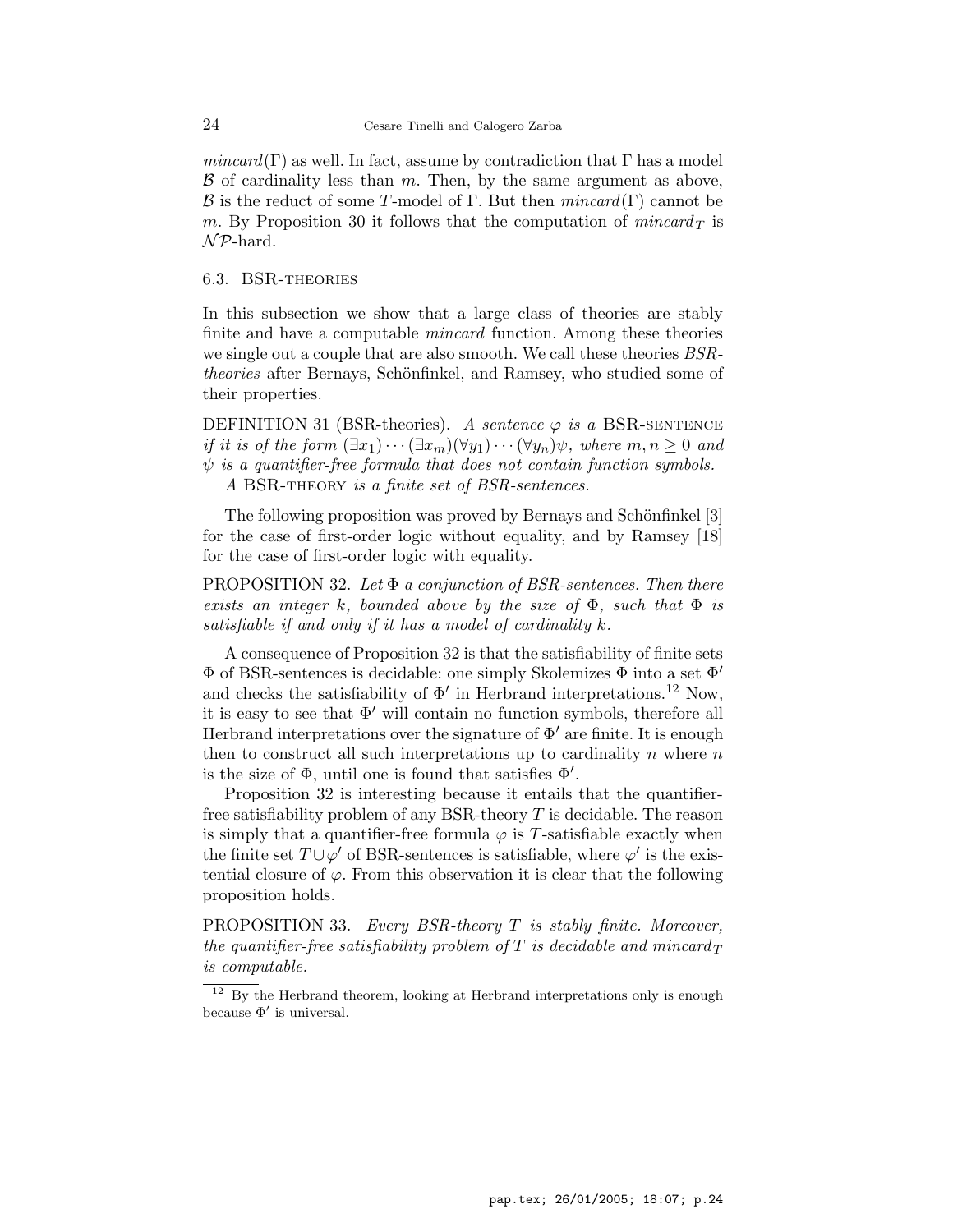*mincard*(Γ) as well. In fact, assume by contradiction that Γ has a model $\mathcal{B}$ of cardinality less than $m$. Then, by the same argument as above, $\mathcal{B}$ is the reduct of some $T$-model of Γ. But then *mincard*(Γ) cannot be $m$. By Proposition 30 it follows that the computation of $mincard_T$ is $\mathcal{NP}$-hard.

### 6.3. BSR-theories

In this subsection we show that a large class of theories are stably finite and have a computable *mincard* function. Among these theories we single out a couple that are also smooth. We call these theories *BSR-theories* after Bernays, Schönfinkel, and Ramsey, who studied some of their properties.

DEFINITION 31 (BSR-theories). *A sentence $\varphi$ is a* BSR-sentence *if it is of the form $(\exists x_1) \cdots (\exists x_m)(\forall y_1) \cdots (\forall y_n)\psi$, where $m, n \geq 0$ and $\psi$ is a quantifier-free formula that does not contain function symbols.*

*A* BSR-theory *is a finite set of BSR-sentences.*

The following proposition was proved by Bernays and Schönfinkel [3] for the case of first-order logic without equality, and by Ramsey [18] for the case of first-order logic with equality.

PROPOSITION 32. *Let Φ a conjunction of BSR-sentences. Then there exists an integer $k$, bounded above by the size of Φ, such that Φ is satisfiable if and only if it has a model of cardinality $k$.*

A consequence of Proposition 32 is that the satisfiability of finite sets Φ of BSR-sentences is decidable: one simply Skolemizes Φ into a set Φ′ and checks the satisfiability of Φ′ in Herbrand interpretations.[12] Now, it is easy to see that Φ′ will contain no function symbols, therefore all Herbrand interpretations over the signature of Φ′ are finite. It is enough then to construct all such interpretations up to cardinality $n$ where $n$ is the size of Φ, until one is found that satisfies Φ′.

Proposition 32 is interesting because it entails that the quantifier-free satisfiability problem of any BSR-theory $T$ is decidable. The reason is simply that a quantifier-free formula $\varphi$ is $T$-satisfiable exactly when the finite set $T \cup \varphi'$ of BSR-sentences is satisfiable, where $\varphi'$ is the existential closure of $\varphi$. From this observation it is clear that the following proposition holds.

PROPOSITION 33. *Every BSR-theory $T$ is stably finite. Moreover, the quantifier-free satisfiability problem of $T$ is decidable and $mincard_T$ is computable.*

[12] By the Herbrand theorem, looking at Herbrand interpretations only is enough because Φ′ is universal.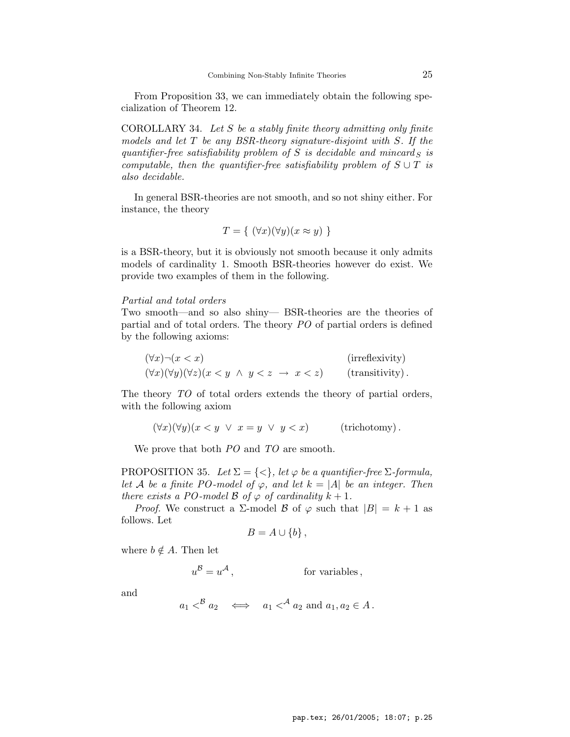From Proposition 33, we can immediately obtain the following specialization of Theorem 12.

COROLLARY 34. *Let $S$ be a stably finite theory admitting only finite models and let $T$ be any BSR-theory signature-disjoint with $S$. If the quantifier-free satisfiability problem of $S$ is decidable and $mincard_S$ is computable, then the quantifier-free satisfiability problem of $S \cup T$ is also decidable.*

In general BSR-theories are not smooth, and so not shiny either. For instance, the theory

$$T = \{\ (\forall x)(\forall y)(x \approx y)\ \}$$

is a BSR-theory, but it is obviously not smooth because it only admits models of cardinality 1. Smooth BSR-theories however do exist. We provide two examples of them in the following.

*Partial and total orders*

Two smooth—and so also shiny— BSR-theories are the theories of partial and of total orders. The theory $PO$ of partial orders is defined by the following axioms:

$$(\forall x)\neg(x < x) \qquad \text{(irreflexivity)}$$

$$(\forall x)(\forall y)(\forall z)(x < y \ \wedge \ y < z \ \rightarrow \ x < z) \qquad \text{(transitivity)}.$$

The theory $TO$ of total orders extends the theory of partial orders, with the following axiom

$$(\forall x)(\forall y)(x < y \ \vee \ x = y \ \vee \ y < x) \qquad \text{(trichotomy)}.$$

We prove that both $PO$ and $TO$ are smooth.

PROPOSITION 35. *Let $\Sigma = \{<\}$, let $\varphi$ be a quantifier-free $\Sigma$-formula, let $\mathcal{A}$ be a finite $PO$-model of $\varphi$, and let $k = |A|$ be an integer. Then there exists a $PO$-model $\mathcal{B}$ of $\varphi$ of cardinality $k+1$.*

*Proof.* We construct a $\Sigma$-model $\mathcal{B}$ of $\varphi$ such that $|B| = k+1$ as follows. Let

$$B = A \cup \{b\},$$

where $b \notin A$. Then let

$$u^{\mathcal{B}} = u^{\mathcal{A}}, \qquad \text{for variables},$$

and

$$a_1 <^{\mathcal{B}} a_2 \iff a_1 <^{\mathcal{A}} a_2 \text{ and } a_1, a_2 \in A.$$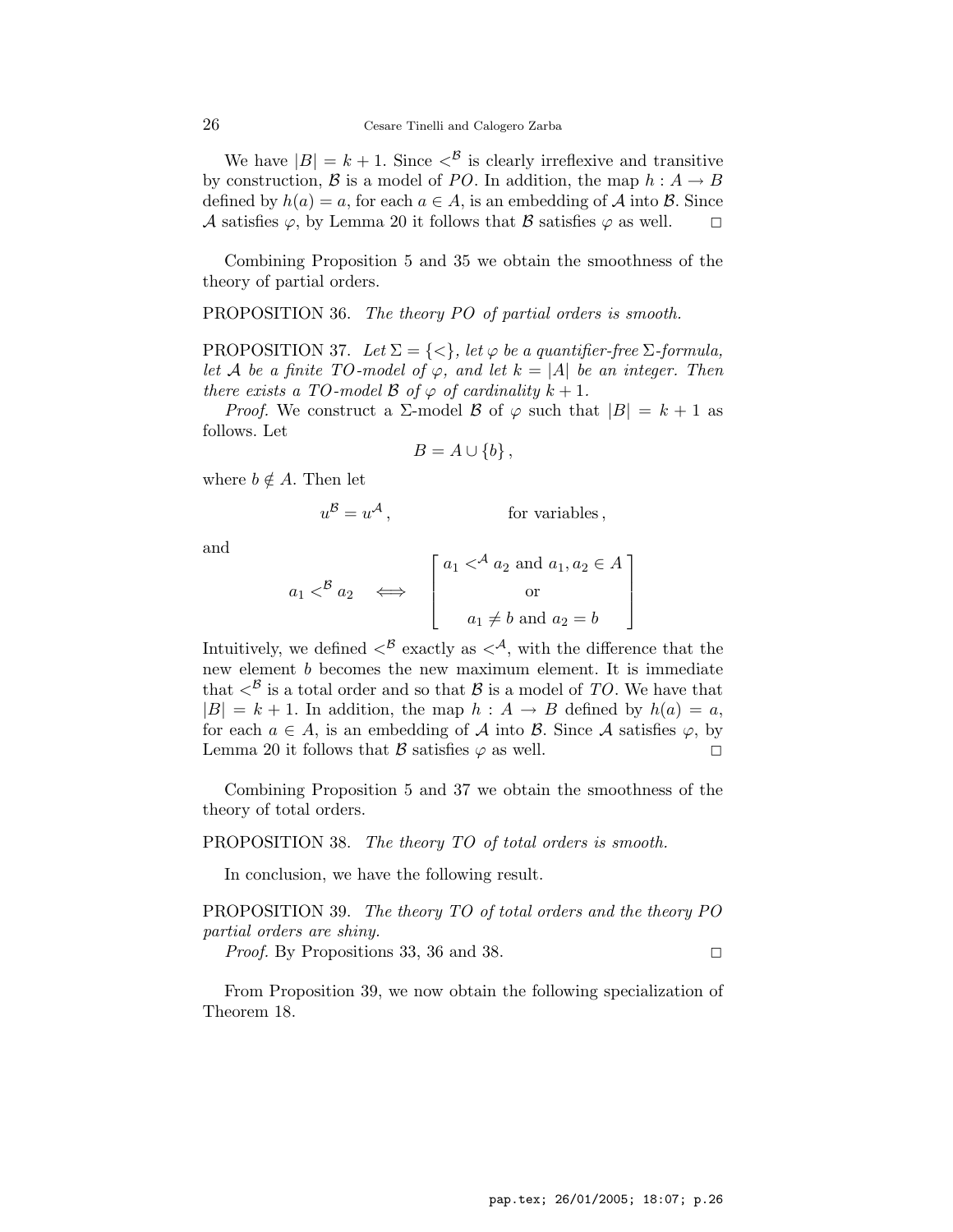We have $|B| = k + 1$. Since $<^{\mathcal{B}}$ is clearly irreflexive and transitive by construction, $\mathcal{B}$ is a model of $PO$. In addition, the map $h : A \to B$ defined by $h(a) = a$, for each $a \in A$, is an embedding of $\mathcal{A}$ into $\mathcal{B}$. Since $\mathcal{A}$ satisfies $\varphi$, by Lemma 20 it follows that $\mathcal{B}$ satisfies $\varphi$ as well. □

Combining Proposition 5 and 35 we obtain the smoothness of the theory of partial orders.

PROPOSITION 36. *The theory $PO$ of partial orders is smooth.*

PROPOSITION 37. *Let $\Sigma = \{<\}$, let $\varphi$ be a quantifier-free $\Sigma$-formula, let $\mathcal{A}$ be a finite $TO$-model of $\varphi$, and let $k = |A|$ be an integer. Then there exists a $TO$-model $\mathcal{B}$ of $\varphi$ of cardinality $k + 1$.*

*Proof.* We construct a $\Sigma$-model $\mathcal{B}$ of $\varphi$ such that $|B| = k + 1$ as follows. Let

$$B = A \cup \{b\}\,,$$

where $b \notin A$. Then let

$$u^{\mathcal{B}} = u^{\mathcal{A}}\,, \qquad\qquad \text{for variables}\,,$$

and

$$a_1 <^{\mathcal{B}} a_2 \quad\Longleftrightarrow\quad \left[\begin{array}{c} a_1 <^{\mathcal{A}} a_2 \text{ and } a_1, a_2 \in A \\ \text{or} \\ a_1 \neq b \text{ and } a_2 = b \end{array}\right]$$

Intuitively, we defined $<^{\mathcal{B}}$ exactly as $<^{\mathcal{A}}$, with the difference that the new element $b$ becomes the new maximum element. It is immediate that $<^{\mathcal{B}}$ is a total order and so that $\mathcal{B}$ is a model of $TO$. We have that $|B| = k + 1$. In addition, the map $h : A \to B$ defined by $h(a) = a$, for each $a \in A$, is an embedding of $\mathcal{A}$ into $\mathcal{B}$. Since $\mathcal{A}$ satisfies $\varphi$, by Lemma 20 it follows that $\mathcal{B}$ satisfies $\varphi$ as well. □

Combining Proposition 5 and 37 we obtain the smoothness of the theory of total orders.

PROPOSITION 38. *The theory $TO$ of total orders is smooth.*

In conclusion, we have the following result.

PROPOSITION 39. *The theory $TO$ of total orders and the theory $PO$ partial orders are shiny.*

*Proof.* By Propositions 33, 36 and 38. □

From Proposition 39, we now obtain the following specialization of Theorem 18.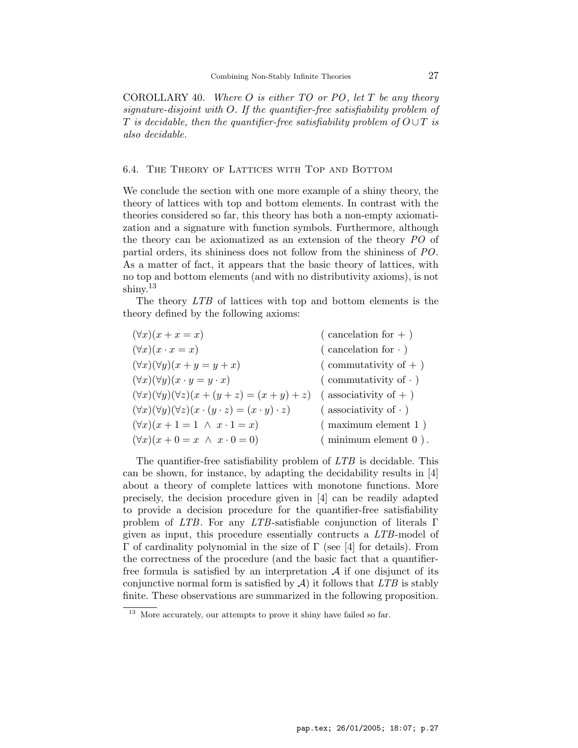COROLLARY 40. *Where $O$ is either $TO$ or $PO$, let $T$ be any theory signature-disjoint with $O$. If the quantifier-free satisfiability problem of $T$ is decidable, then the quantifier-free satisfiability problem of $O \cup T$ is also decidable.*

### 6.4. The Theory of Lattices with Top and Bottom

We conclude the section with one more example of a shiny theory, the theory of lattices with top and bottom elements. In contrast with the theories considered so far, this theory has both a non-empty axiomatization and a signature with function symbols. Furthermore, although the theory can be axiomatized as an extension of the theory $PO$ of partial orders, its shininess does not follow from the shininess of $PO$. As a matter of fact, it appears that the basic theory of lattices, with no top and bottom elements (and with no distributivity axioms), is not shiny.[13]

The theory $LTB$ of lattices with top and bottom elements is the theory defined by the following axioms:

| | |
|---|---|
| $(\forall x)(x + x = x)$ | ( cancelation for $+$ ) |
| $(\forall x)(x \cdot x = x)$ | ( cancelation for $\cdot$ ) |
| $(\forall x)(\forall y)(x + y = y + x)$ | ( commutativity of $+$ ) |
| $(\forall x)(\forall y)(x \cdot y = y \cdot x)$ | ( commutativity of $\cdot$ ) |
| $(\forall x)(\forall y)(\forall z)(x + (y + z) = (x + y) + z)$ | ( associativity of $+$ ) |
| $(\forall x)(\forall y)(\forall z)(x \cdot (y \cdot z) = (x \cdot y) \cdot z)$ | ( associativity of $\cdot$ ) |
| $(\forall x)(x + 1 = 1 \ \wedge \ x \cdot 1 = x)$ | ( maximum element 1 ) |
| $(\forall x)(x + 0 = x \ \wedge \ x \cdot 0 = 0)$ | ( minimum element 0 ) . |

The quantifier-free satisfiability problem of $LTB$ is decidable. This can be shown, for instance, by adapting the decidability results in [4] about a theory of complete lattices with monotone functions. More precisely, the decision procedure given in [4] can be readily adapted to provide a decision procedure for the quantifier-free satisfiability problem of $LTB$. For any $LTB$-satisfiable conjunction of literals $\Gamma$ given as input, this procedure essentially contructs a $LTB$-model of $\Gamma$ of cardinality polynomial in the size of $\Gamma$ (see [4] for details). From the correctness of the procedure (and the basic fact that a quantifier-free formula is satisfied by an interpretation $\mathcal{A}$ if one disjunct of its conjunctive normal form is satisfied by $\mathcal{A}$) it follows that $LTB$ is stably finite. These observations are summarized in the following proposition.

[13] More accurately, our attempts to prove it shiny have failed so far.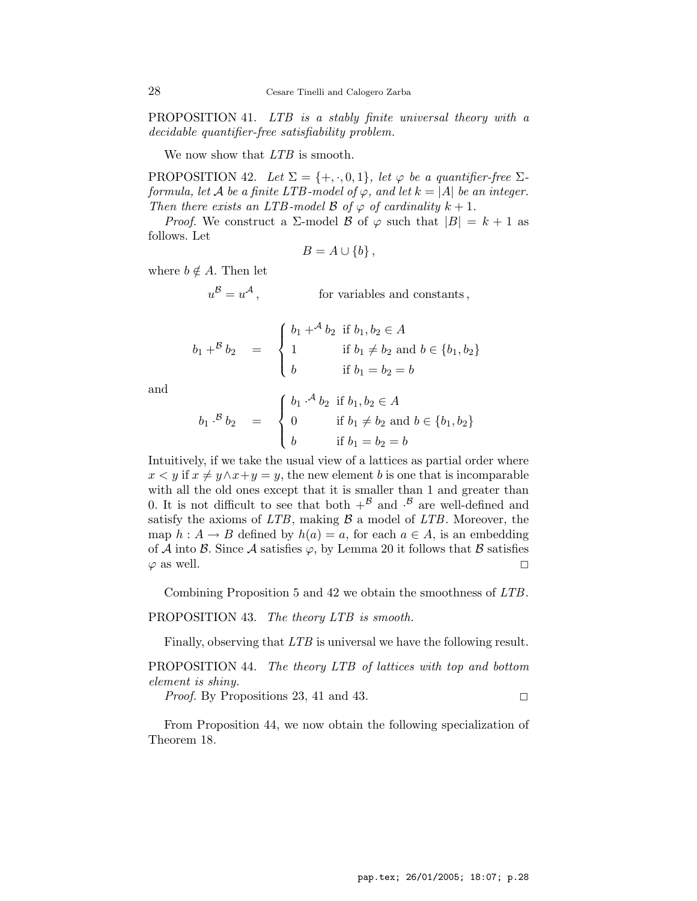PROPOSITION 41. *LTB is a stably finite universal theory with a decidable quantifier-free satisfiability problem.*

We now show that *LTB* is smooth.

PROPOSITION 42. *Let $\Sigma = \{+, \cdot, 0, 1\}$, let $\varphi$ be a quantifier-free $\Sigma$-formula, let $\mathcal{A}$ be a finite LTB-model of $\varphi$, and let $k = |A|$ be an integer. Then there exists an LTB-model $\mathcal{B}$ of $\varphi$ of cardinality $k+1$.*

*Proof.* We construct a $\Sigma$-model $\mathcal{B}$ of $\varphi$ such that $|B| = k+1$ as follows. Let

$$B = A \cup \{b\}\,,$$

where $b \notin A$. Then let

$$u^{\mathcal{B}} = u^{\mathcal{A}}\,, \qquad\qquad \text{for variables and constants}\,,$$

$$b_1 +^{\mathcal{B}} b_2 \quad = \quad \begin{cases} b_1 +^{\mathcal{A}} b_2 & \text{if } b_1, b_2 \in A \\ 1 & \text{if } b_1 \neq b_2 \text{ and } b \in \{b_1, b_2\} \\ b & \text{if } b_1 = b_2 = b \end{cases}$$

and

$$b_1 \cdot^{\mathcal{B}} b_2 \quad = \quad \begin{cases} b_1 \cdot^{\mathcal{A}} b_2 & \text{if } b_1, b_2 \in A \\ 0 & \text{if } b_1 \neq b_2 \text{ and } b \in \{b_1, b_2\} \\ b & \text{if } b_1 = b_2 = b \end{cases}$$

Intuitively, if we take the usual view of a lattices as partial order where $x < y$ if $x \neq y \wedge x + y = y$, the new element $b$ is one that is incomparable with all the old ones except that it is smaller than 1 and greater than 0. It is not difficult to see that both $+^{\mathcal{B}}$ and $\cdot^{\mathcal{B}}$ are well-defined and satisfy the axioms of *LTB*, making $\mathcal{B}$ a model of *LTB*. Moreover, the map $h : A \to B$ defined by $h(a) = a$, for each $a \in A$, is an embedding of $\mathcal{A}$ into $\mathcal{B}$. Since $\mathcal{A}$ satisfies $\varphi$, by Lemma 20 it follows that $\mathcal{B}$ satisfies $\varphi$ as well. □

Combining Proposition 5 and 42 we obtain the smoothness of *LTB*.

PROPOSITION 43. *The theory LTB is smooth.*

Finally, observing that *LTB* is universal we have the following result.

PROPOSITION 44. *The theory LTB of lattices with top and bottom element is shiny.*

*Proof.* By Propositions 23, 41 and 43. □

From Proposition 44, we now obtain the following specialization of Theorem 18.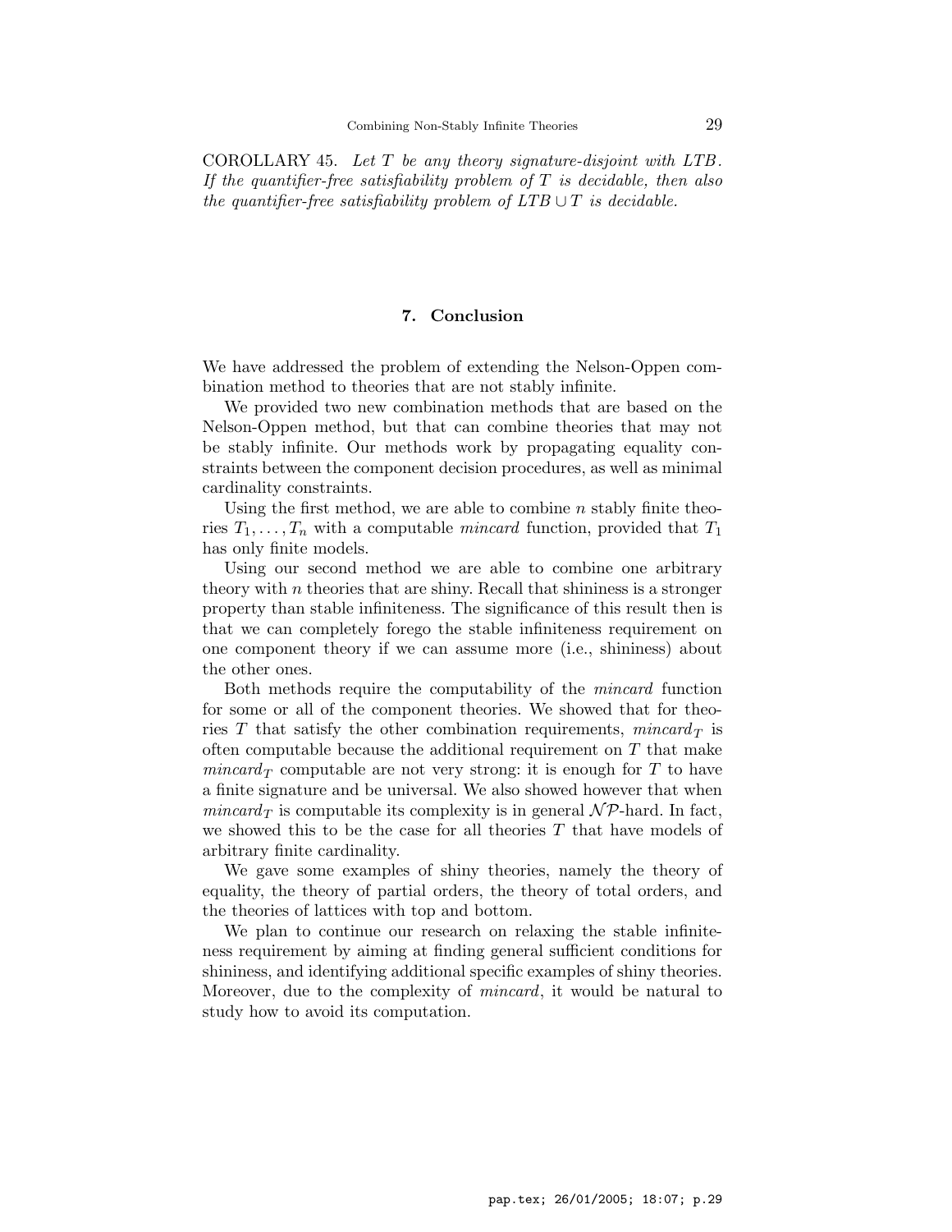COROLLARY 45. *Let $T$ be any theory signature-disjoint with LTB. If the quantifier-free satisfiability problem of $T$ is decidable, then also the quantifier-free satisfiability problem of $LTB \cup T$ is decidable.*

## 7. Conclusion

We have addressed the problem of extending the Nelson-Oppen combination method to theories that are not stably infinite.

We provided two new combination methods that are based on the Nelson-Oppen method, but that can combine theories that may not be stably infinite. Our methods work by propagating equality constraints between the component decision procedures, as well as minimal cardinality constraints.

Using the first method, we are able to combine $n$ stably finite theories $T_1, \ldots, T_n$ with a computable *mincard* function, provided that $T_1$ has only finite models.

Using our second method we are able to combine one arbitrary theory with $n$ theories that are shiny. Recall that shininess is a stronger property than stable infiniteness. The significance of this result then is that we can completely forego the stable infiniteness requirement on one component theory if we can assume more (i.e., shininess) about the other ones.

Both methods require the computability of the *mincard* function for some or all of the component theories. We showed that for theories $T$ that satisfy the other combination requirements, $mincard_T$ is often computable because the additional requirement on $T$ that make $mincard_T$ computable are not very strong: it is enough for $T$ to have a finite signature and be universal. We also showed however that when $mincard_T$ is computable its complexity is in general $\mathcal{NP}$-hard. In fact, we showed this to be the case for all theories $T$ that have models of arbitrary finite cardinality.

We gave some examples of shiny theories, namely the theory of equality, the theory of partial orders, the theory of total orders, and the theories of lattices with top and bottom.

We plan to continue our research on relaxing the stable infiniteness requirement by aiming at finding general sufficient conditions for shininess, and identifying additional specific examples of shiny theories. Moreover, due to the complexity of *mincard*, it would be natural to study how to avoid its computation.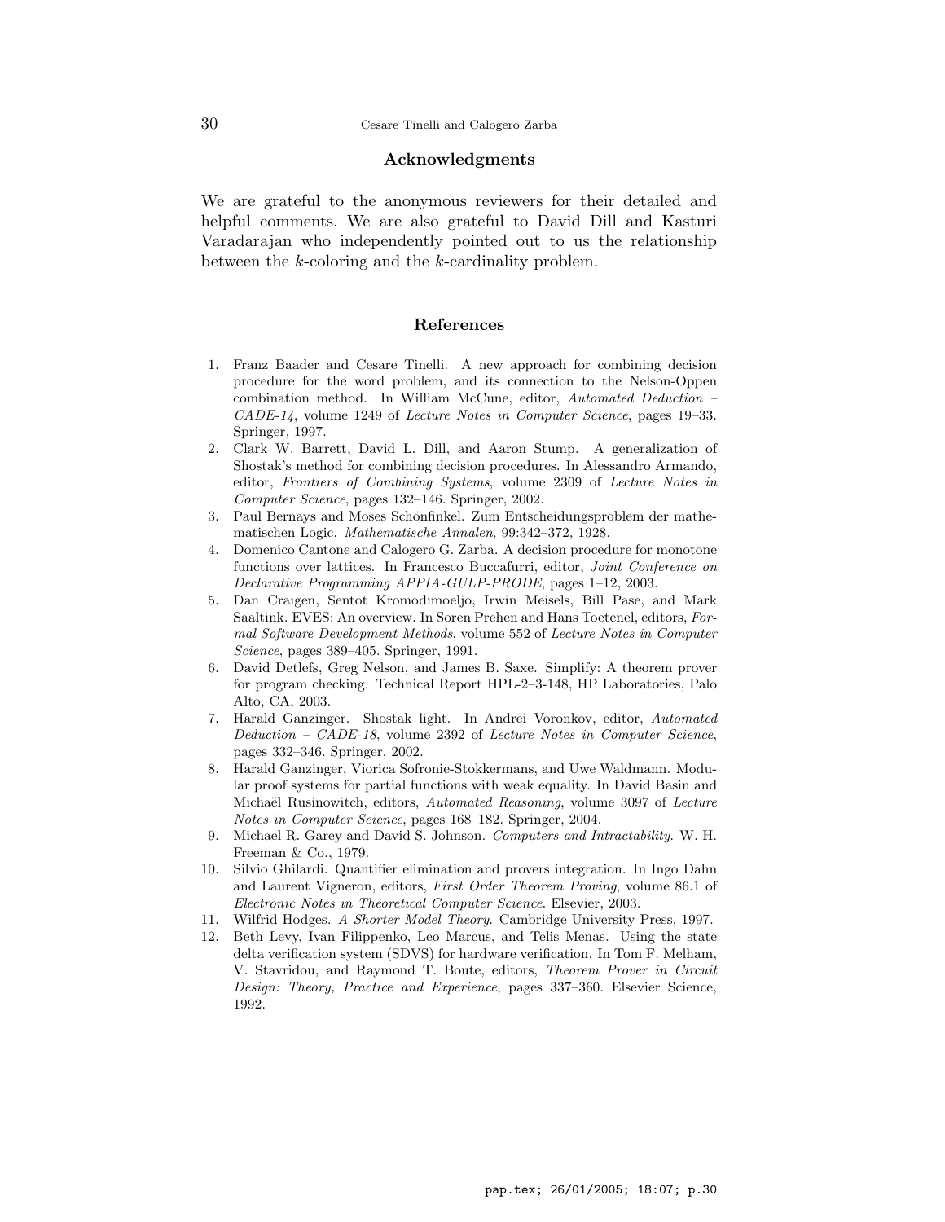## Acknowledgments

We are grateful to the anonymous reviewers for their detailed and helpful comments. We are also grateful to David Dill and Kasturi Varadarajan who independently pointed out to us the relationship between the $k$-coloring and the $k$-cardinality problem.

## References

1. Franz Baader and Cesare Tinelli. A new approach for combining decision procedure for the word problem, and its connection to the Nelson-Oppen combination method. In William McCune, editor, *Automated Deduction – CADE-14*, volume 1249 of *Lecture Notes in Computer Science*, pages 19–33. Springer, 1997.
2. Clark W. Barrett, David L. Dill, and Aaron Stump. A generalization of Shostak's method for combining decision procedures. In Alessandro Armando, editor, *Frontiers of Combining Systems*, volume 2309 of *Lecture Notes in Computer Science*, pages 132–146. Springer, 2002.
3. Paul Bernays and Moses Schönfinkel. Zum Entscheidungsproblem der mathematischen Logic. *Mathematische Annalen*, 99:342–372, 1928.
4. Domenico Cantone and Calogero G. Zarba. A decision procedure for monotone functions over lattices. In Francesco Buccafurri, editor, *Joint Conference on Declarative Programming APPIA-GULP-PRODE*, pages 1–12, 2003.
5. Dan Craigen, Sentot Kromodimoeljo, Irwin Meisels, Bill Pase, and Mark Saaltink. EVES: An overview. In Soren Prehen and Hans Toetenel, editors, *Formal Software Development Methods*, volume 552 of *Lecture Notes in Computer Science*, pages 389–405. Springer, 1991.
6. David Detlefs, Greg Nelson, and James B. Saxe. Simplify: A theorem prover for program checking. Technical Report HPL-2–3-148, HP Laboratories, Palo Alto, CA, 2003.
7. Harald Ganzinger. Shostak light. In Andrei Voronkov, editor, *Automated Deduction – CADE-18*, volume 2392 of *Lecture Notes in Computer Science*, pages 332–346. Springer, 2002.
8. Harald Ganzinger, Viorica Sofronie-Stokkermans, and Uwe Waldmann. Modular proof systems for partial functions with weak equality. In David Basin and Michaël Rusinowitch, editors, *Automated Reasoning*, volume 3097 of *Lecture Notes in Computer Science*, pages 168–182. Springer, 2004.
9. Michael R. Garey and David S. Johnson. *Computers and Intractability*. W. H. Freeman & Co., 1979.
10. Silvio Ghilardi. Quantifier elimination and provers integration. In Ingo Dahn and Laurent Vigneron, editors, *First Order Theorem Proving*, volume 86.1 of *Electronic Notes in Theoretical Computer Science*. Elsevier, 2003.
11. Wilfrid Hodges. *A Shorter Model Theory*. Cambridge University Press, 1997.
12. Beth Levy, Ivan Filippenko, Leo Marcus, and Telis Menas. Using the state delta verification system (SDVS) for hardware verification. In Tom F. Melham, V. Stavridou, and Raymond T. Boute, editors, *Theorem Prover in Circuit Design: Theory, Practice and Experience*, pages 337–360. Elsevier Science, 1992.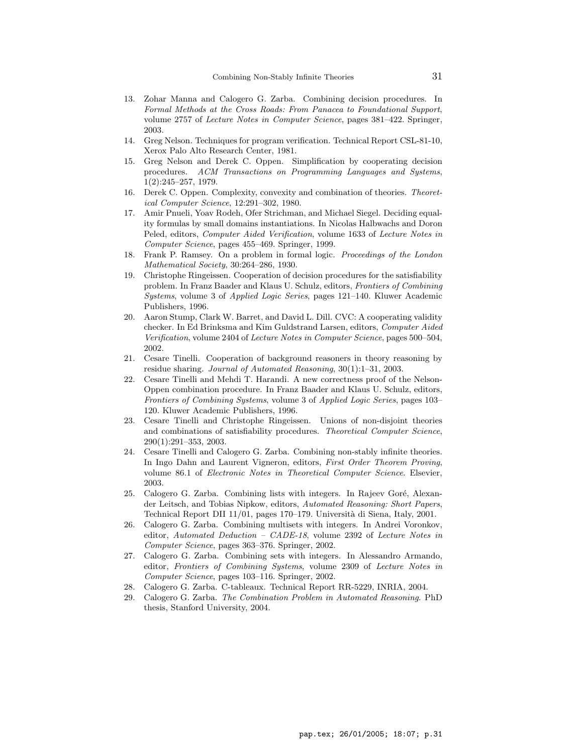13. Zohar Manna and Calogero G. Zarba. Combining decision procedures. In *Formal Methods at the Cross Roads: From Panacea to Foundational Support*, volume 2757 of *Lecture Notes in Computer Science*, pages 381–422. Springer, 2003.
14. Greg Nelson. Techniques for program verification. Technical Report CSL-81-10, Xerox Palo Alto Research Center, 1981.
15. Greg Nelson and Derek C. Oppen. Simplification by cooperating decision procedures. *ACM Transactions on Programming Languages and Systems*, 1(2):245–257, 1979.
16. Derek C. Oppen. Complexity, convexity and combination of theories. *Theoretical Computer Science*, 12:291–302, 1980.
17. Amir Pnueli, Yoav Rodeh, Ofer Strichman, and Michael Siegel. Deciding equality formulas by small domains instantiations. In Nicolas Halbwachs and Doron Peled, editors, *Computer Aided Verification*, volume 1633 of *Lecture Notes in Computer Science*, pages 455–469. Springer, 1999.
18. Frank P. Ramsey. On a problem in formal logic. *Proceedings of the London Mathematical Society*, 30:264–286, 1930.
19. Christophe Ringeissen. Cooperation of decision procedures for the satisfiability problem. In Franz Baader and Klaus U. Schulz, editors, *Frontiers of Combining Systems*, volume 3 of *Applied Logic Series*, pages 121–140. Kluwer Academic Publishers, 1996.
20. Aaron Stump, Clark W. Barret, and David L. Dill. CVC: A cooperating validity checker. In Ed Brinksma and Kim Guldstrand Larsen, editors, *Computer Aided Verification*, volume 2404 of *Lecture Notes in Computer Science*, pages 500–504, 2002.
21. Cesare Tinelli. Cooperation of background reasoners in theory reasoning by residue sharing. *Journal of Automated Reasoning*, 30(1):1–31, 2003.
22. Cesare Tinelli and Mehdi T. Harandi. A new correctness proof of the Nelson-Oppen combination procedure. In Franz Baader and Klaus U. Schulz, editors, *Frontiers of Combining Systems*, volume 3 of *Applied Logic Series*, pages 103–120. Kluwer Academic Publishers, 1996.
23. Cesare Tinelli and Christophe Ringeissen. Unions of non-disjoint theories and combinations of satisfiability procedures. *Theoretical Computer Science*, 290(1):291–353, 2003.
24. Cesare Tinelli and Calogero G. Zarba. Combining non-stably infinite theories. In Ingo Dahn and Laurent Vigneron, editors, *First Order Theorem Proving*, volume 86.1 of *Electronic Notes in Theoretical Computer Science*. Elsevier, 2003.
25. Calogero G. Zarba. Combining lists with integers. In Rajeev Goré, Alexander Leitsch, and Tobias Nipkow, editors, *Automated Reasoning: Short Papers*, Technical Report DII 11/01, pages 170–179. Università di Siena, Italy, 2001.
26. Calogero G. Zarba. Combining multisets with integers. In Andrei Voronkov, editor, *Automated Deduction – CADE-18*, volume 2392 of *Lecture Notes in Computer Science*, pages 363–376. Springer, 2002.
27. Calogero G. Zarba. Combining sets with integers. In Alessandro Armando, editor, *Frontiers of Combining Systems*, volume 2309 of *Lecture Notes in Computer Science*, pages 103–116. Springer, 2002.
28. Calogero G. Zarba. C-tableaux. Technical Report RR-5229, INRIA, 2004.
29. Calogero G. Zarba. *The Combination Problem in Automated Reasoning*. PhD thesis, Stanford University, 2004.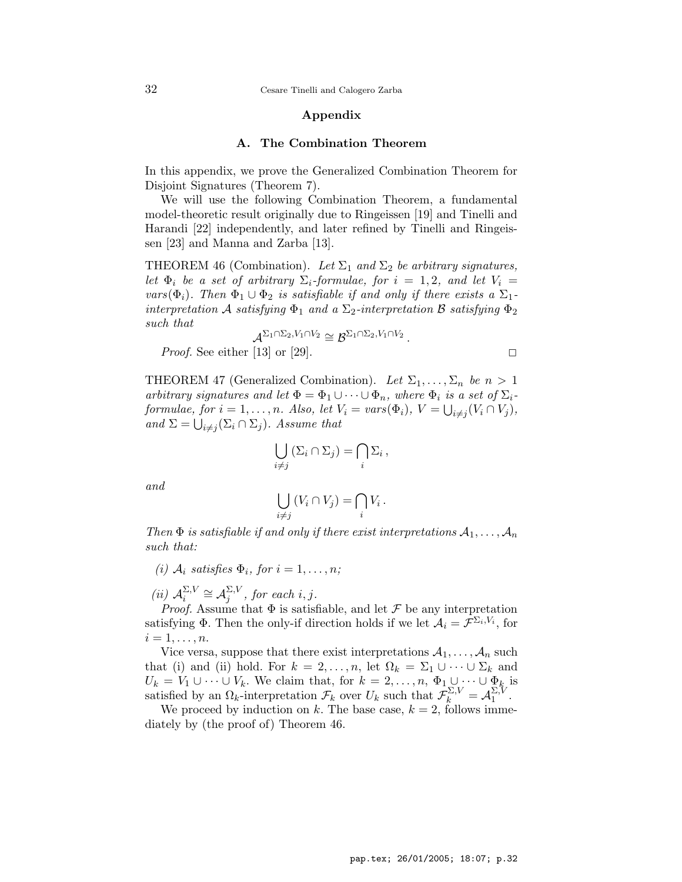## Appendix

### A. The Combination Theorem

In this appendix, we prove the Generalized Combination Theorem for Disjoint Signatures (Theorem 7).

We will use the following Combination Theorem, a fundamental model-theoretic result originally due to Ringeissen [19] and Tinelli and Harandi [22] independently, and later refined by Tinelli and Ringeissen [23] and Manna and Zarba [13].

THEOREM 46 (Combination). *Let $\Sigma_1$ and $\Sigma_2$ be arbitrary signatures, let $\Phi_i$ be a set of arbitrary $\Sigma_i$-formulae, for $i = 1, 2$, and let $V_i = vars(\Phi_i)$. Then $\Phi_1 \cup \Phi_2$ is satisfiable if and only if there exists a $\Sigma_1$-interpretation $\mathcal{A}$ satisfying $\Phi_1$ and a $\Sigma_2$-interpretation $\mathcal{B}$ satisfying $\Phi_2$ such that*

$$\mathcal{A}^{\Sigma_1 \cap \Sigma_2, V_1 \cap V_2} \cong \mathcal{B}^{\Sigma_1 \cap \Sigma_2, V_1 \cap V_2} .$$

*Proof.* See either [13] or [29]. □

THEOREM 47 (Generalized Combination). *Let $\Sigma_1, \ldots, \Sigma_n$ be $n > 1$ arbitrary signatures and let $\Phi = \Phi_1 \cup \cdots \cup \Phi_n$, where $\Phi_i$ is a set of $\Sigma_i$-formulae, for $i = 1, \ldots, n$. Also, let $V_i = vars(\Phi_i)$, $V = \bigcup_{i \neq j}(V_i \cap V_j)$, and $\Sigma = \bigcup_{i \neq j}(\Sigma_i \cap \Sigma_j)$. Assume that*

$$\bigcup_{i \neq j} (\Sigma_i \cap \Sigma_j) = \bigcap_i \Sigma_i ,$$

*and*

$$\bigcup_{i \neq j} (V_i \cap V_j) = \bigcap_i V_i .$$

*Then $\Phi$ is satisfiable if and only if there exist interpretations $\mathcal{A}_1, \ldots, \mathcal{A}_n$ such that:*

*(i) $\mathcal{A}_i$ satisfies $\Phi_i$, for $i = 1, \ldots, n$;*

*(ii) $\mathcal{A}_i^{\Sigma, V} \cong \mathcal{A}_j^{\Sigma, V}$, for each $i, j$.*

*Proof.* Assume that $\Phi$ is satisfiable, and let $\mathcal{F}$ be any interpretation satisfying $\Phi$. Then the only-if direction holds if we let $\mathcal{A}_i = \mathcal{F}^{\Sigma_i, V_i}$, for $i = 1, \ldots, n$.

Vice versa, suppose that there exist interpretations $\mathcal{A}_1, \ldots, \mathcal{A}_n$ such that (i) and (ii) hold. For $k = 2, \ldots, n$, let $\Omega_k = \Sigma_1 \cup \cdots \cup \Sigma_k$ and $U_k = V_1 \cup \cdots \cup V_k$. We claim that, for $k = 2, \ldots, n$, $\Phi_1 \cup \cdots \cup \Phi_k$ is satisfied by an $\Omega_k$-interpretation $\mathcal{F}_k$ over $U_k$ such that $\mathcal{F}_k^{\Sigma, V} = \mathcal{A}_1^{\Sigma, V}$.

We proceed by induction on $k$. The base case, $k = 2$, follows immediately by (the proof of) Theorem 46.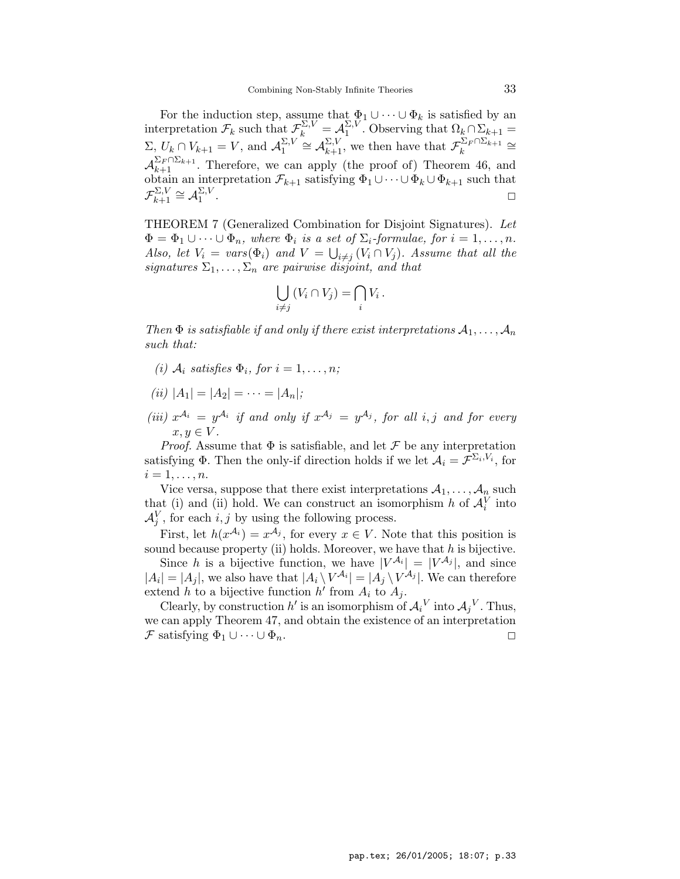For the induction step, assume that $\Phi_1 \cup \cdots \cup \Phi_k$ is satisfied by an interpretation $\mathcal{F}_k$ such that $\mathcal{F}_k^{\Sigma,V} = \mathcal{A}_1^{\Sigma,V}$. Observing that $\Omega_k \cap \Sigma_{k+1} = \Sigma$, $U_k \cap V_{k+1} = V$, and $\mathcal{A}_1^{\Sigma,V} \cong \mathcal{A}_{k+1}^{\Sigma,V}$, we then have that $\mathcal{F}_k^{\Sigma_F \cap \Sigma_{k+1}} \cong \mathcal{A}_{k+1}^{\Sigma_F \cap \Sigma_{k+1}}$. Therefore, we can apply (the proof of) Theorem 46, and obtain an interpretation $\mathcal{F}_{k+1}$ satisfying $\Phi_1 \cup \cdots \cup \Phi_k \cup \Phi_{k+1}$ such that $\mathcal{F}_{k+1}^{\Sigma,V} \cong \mathcal{A}_1^{\Sigma,V}$. □

THEOREM 7 (Generalized Combination for Disjoint Signatures). *Let $\Phi = \Phi_1 \cup \cdots \cup \Phi_n$, where $\Phi_i$ is a set of $\Sigma_i$-formulae, for $i = 1, \ldots, n$. Also, let $V_i = vars(\Phi_i)$ and $V = \bigcup_{i \neq j} (V_i \cap V_j)$. Assume that all the signatures $\Sigma_1, \ldots, \Sigma_n$ are pairwise disjoint, and that*

$$\bigcup_{i \neq j} (V_i \cap V_j) = \bigcap_i V_i \,.$$

*Then $\Phi$ is satisfiable if and only if there exist interpretations $\mathcal{A}_1, \ldots, \mathcal{A}_n$ such that:*

*(i) $\mathcal{A}_i$ satisfies $\Phi_i$, for $i = 1, \ldots, n$;*

*(ii) $|A_1| = |A_2| = \cdots = |A_n|$;*

*(iii) $x^{\mathcal{A}_i} = y^{\mathcal{A}_i}$ if and only if $x^{\mathcal{A}_j} = y^{\mathcal{A}_j}$, for all $i, j$ and for every $x, y \in V$.*

*Proof.* Assume that $\Phi$ is satisfiable, and let $\mathcal{F}$ be any interpretation satisfying $\Phi$. Then the only-if direction holds if we let $\mathcal{A}_i = \mathcal{F}^{\Sigma_i, V_i}$, for $i = 1, \ldots, n$.

Vice versa, suppose that there exist interpretations $\mathcal{A}_1, \ldots, \mathcal{A}_n$ such that (i) and (ii) hold. We can construct an isomorphism $h$ of $\mathcal{A}_i^V$ into $\mathcal{A}_j^V$, for each $i, j$ by using the following process.

First, let $h(x^{\mathcal{A}_i}) = x^{\mathcal{A}_j}$, for every $x \in V$. Note that this position is sound because property (ii) holds. Moreover, we have that $h$ is bijective.

Since $h$ is a bijective function, we have $|V^{\mathcal{A}_i}| = |V^{\mathcal{A}_j}|$, and since $|A_i| = |A_j|$, we also have that $|A_i \setminus V^{\mathcal{A}_i}| = |A_j \setminus V^{\mathcal{A}_j}|$. We can therefore extend $h$ to a bijective function $h'$ from $A_i$ to $A_j$.

Clearly, by construction $h'$ is an isomorphism of ${\mathcal{A}_i}^V$ into ${\mathcal{A}_j}^V$. Thus, we can apply Theorem 47, and obtain the existence of an interpretation $\mathcal{F}$ satisfying $\Phi_1 \cup \cdots \cup \Phi_n$. □